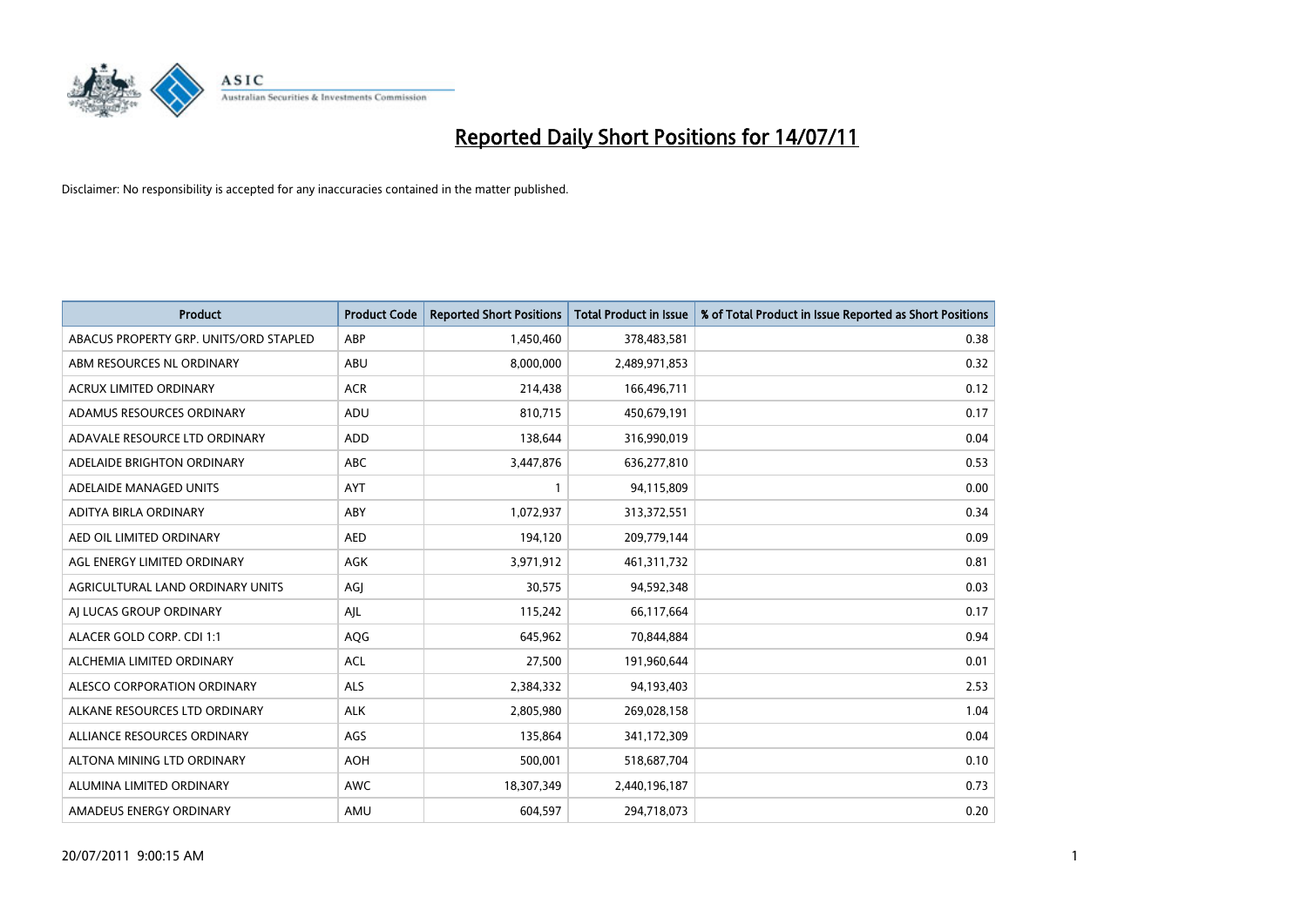# Reported Daily Short Positions for 14/07/11

Disclaimer: No responsibility is accepted for any inaccuracies contained in the matter published.

| Product | Product Code | Reported Short Positions | Total Product in Issue | % of Total Product in Issue Reported as Short Positions |
|---|---|---|---|---|
| ABACUS PROPERTY GRP. UNITS/ORD STAPLED | ABP | 1,450,460 | 378,483,581 | 0.38 |
| ABM RESOURCES NL ORDINARY | ABU | 8,000,000 | 2,489,971,853 | 0.32 |
| ACRUX LIMITED ORDINARY | ACR | 214,438 | 166,496,711 | 0.12 |
| ADAMUS RESOURCES ORDINARY | ADU | 810,715 | 450,679,191 | 0.17 |
| ADAVALE RESOURCE LTD ORDINARY | ADD | 138,644 | 316,990,019 | 0.04 |
| ADELAIDE BRIGHTON ORDINARY | ABC | 3,447,876 | 636,277,810 | 0.53 |
| ADELAIDE MANAGED UNITS | AYT | 1 | 94,115,809 | 0.00 |
| ADITYA BIRLA ORDINARY | ABY | 1,072,937 | 313,372,551 | 0.34 |
| AED OIL LIMITED ORDINARY | AED | 194,120 | 209,779,144 | 0.09 |
| AGL ENERGY LIMITED ORDINARY | AGK | 3,971,912 | 461,311,732 | 0.81 |
| AGRICULTURAL LAND ORDINARY UNITS | AGJ | 30,575 | 94,592,348 | 0.03 |
| AJ LUCAS GROUP ORDINARY | AJL | 115,242 | 66,117,664 | 0.17 |
| ALACER GOLD CORP. CDI 1:1 | AQG | 645,962 | 70,844,884 | 0.94 |
| ALCHEMIA LIMITED ORDINARY | ACL | 27,500 | 191,960,644 | 0.01 |
| ALESCO CORPORATION ORDINARY | ALS | 2,384,332 | 94,193,403 | 2.53 |
| ALKANE RESOURCES LTD ORDINARY | ALK | 2,805,980 | 269,028,158 | 1.04 |
| ALLIANCE RESOURCES ORDINARY | AGS | 135,864 | 341,172,309 | 0.04 |
| ALTONA MINING LTD ORDINARY | AOH | 500,001 | 518,687,704 | 0.10 |
| ALUMINA LIMITED ORDINARY | AWC | 18,307,349 | 2,440,196,187 | 0.73 |
| AMADEUS ENERGY ORDINARY | AMU | 604,597 | 294,718,073 | 0.20 |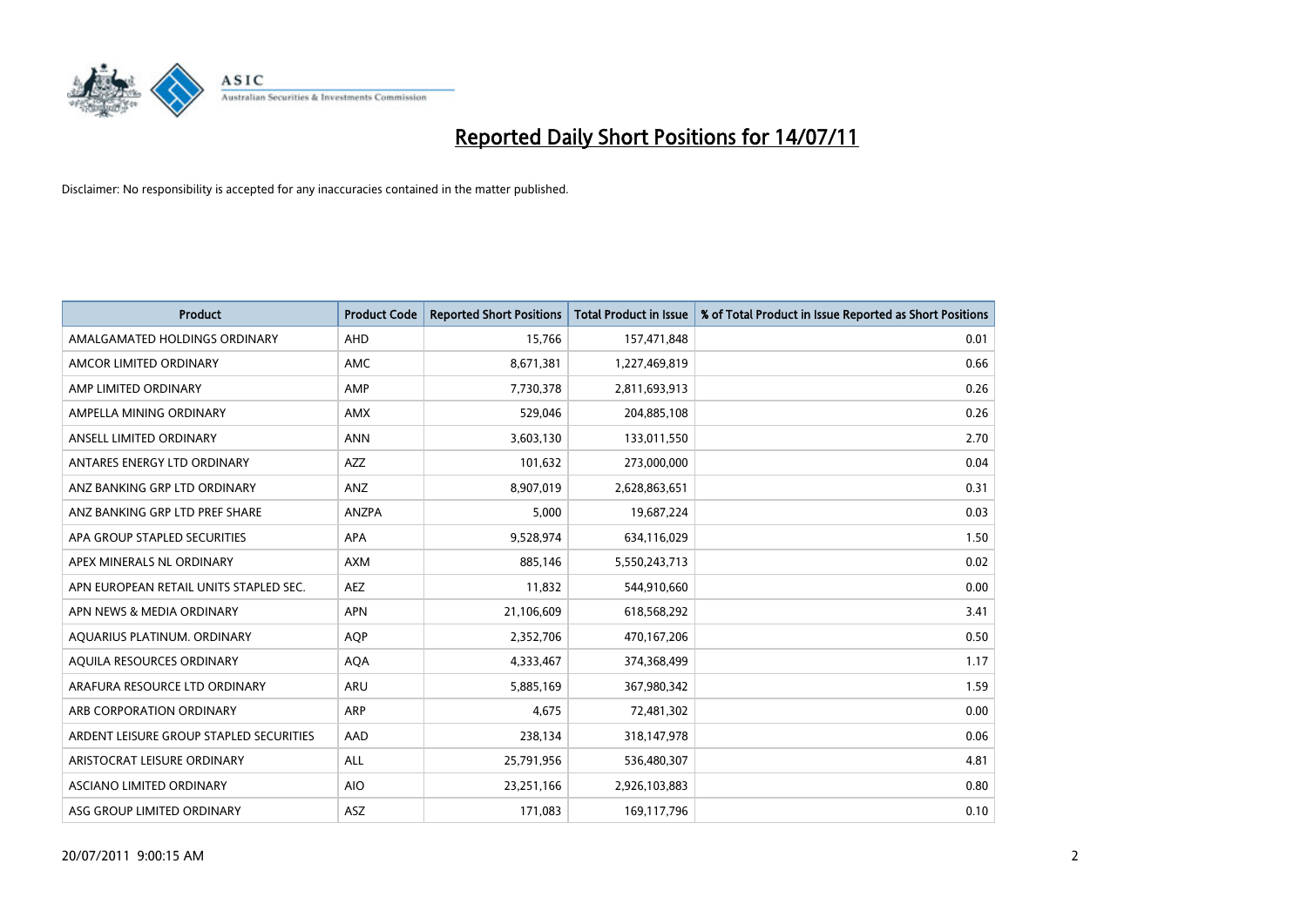# Reported Daily Short Positions for 14/07/11

Disclaimer: No responsibility is accepted for any inaccuracies contained in the matter published.

| Product | Product Code | Reported Short Positions | Total Product in Issue | % of Total Product in Issue Reported as Short Positions |
|---|---|---|---|---|
| AMALGAMATED HOLDINGS ORDINARY | AHD | 15,766 | 157,471,848 | 0.01 |
| AMCOR LIMITED ORDINARY | AMC | 8,671,381 | 1,227,469,819 | 0.66 |
| AMP LIMITED ORDINARY | AMP | 7,730,378 | 2,811,693,913 | 0.26 |
| AMPELLA MINING ORDINARY | AMX | 529,046 | 204,885,108 | 0.26 |
| ANSELL LIMITED ORDINARY | ANN | 3,603,130 | 133,011,550 | 2.70 |
| ANTARES ENERGY LTD ORDINARY | AZZ | 101,632 | 273,000,000 | 0.04 |
| ANZ BANKING GRP LTD ORDINARY | ANZ | 8,907,019 | 2,628,863,651 | 0.31 |
| ANZ BANKING GRP LTD PREF SHARE | ANZPA | 5,000 | 19,687,224 | 0.03 |
| APA GROUP STAPLED SECURITIES | APA | 9,528,974 | 634,116,029 | 1.50 |
| APEX MINERALS NL ORDINARY | AXM | 885,146 | 5,550,243,713 | 0.02 |
| APN EUROPEAN RETAIL UNITS STAPLED SEC. | AEZ | 11,832 | 544,910,660 | 0.00 |
| APN NEWS & MEDIA ORDINARY | APN | 21,106,609 | 618,568,292 | 3.41 |
| AQUARIUS PLATINUM. ORDINARY | AQP | 2,352,706 | 470,167,206 | 0.50 |
| AQUILA RESOURCES ORDINARY | AQA | 4,333,467 | 374,368,499 | 1.17 |
| ARAFURA RESOURCE LTD ORDINARY | ARU | 5,885,169 | 367,980,342 | 1.59 |
| ARB CORPORATION ORDINARY | ARP | 4,675 | 72,481,302 | 0.00 |
| ARDENT LEISURE GROUP STAPLED SECURITIES | AAD | 238,134 | 318,147,978 | 0.06 |
| ARISTOCRAT LEISURE ORDINARY | ALL | 25,791,956 | 536,480,307 | 4.81 |
| ASCIANO LIMITED ORDINARY | AIO | 23,251,166 | 2,926,103,883 | 0.80 |
| ASG GROUP LIMITED ORDINARY | ASZ | 171,083 | 169,117,796 | 0.10 |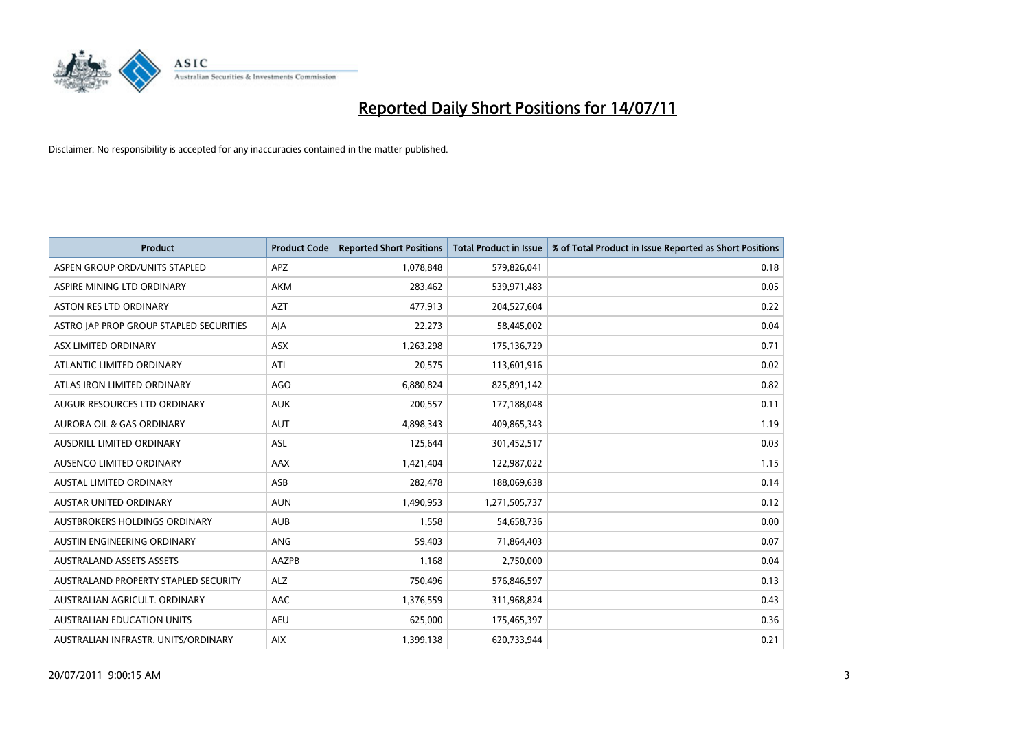# Reported Daily Short Positions for 14/07/11

Disclaimer: No responsibility is accepted for any inaccuracies contained in the matter published.

| Product | Product Code | Reported Short Positions | Total Product in Issue | % of Total Product in Issue Reported as Short Positions |
|---|---|---|---|---|
| ASPEN GROUP ORD/UNITS STAPLED | APZ | 1,078,848 | 579,826,041 | 0.18 |
| ASPIRE MINING LTD ORDINARY | AKM | 283,462 | 539,971,483 | 0.05 |
| ASTON RES LTD ORDINARY | AZT | 477,913 | 204,527,604 | 0.22 |
| ASTRO JAP PROP GROUP STAPLED SECURITIES | AJA | 22,273 | 58,445,002 | 0.04 |
| ASX LIMITED ORDINARY | ASX | 1,263,298 | 175,136,729 | 0.71 |
| ATLANTIC LIMITED ORDINARY | ATI | 20,575 | 113,601,916 | 0.02 |
| ATLAS IRON LIMITED ORDINARY | AGO | 6,880,824 | 825,891,142 | 0.82 |
| AUGUR RESOURCES LTD ORDINARY | AUK | 200,557 | 177,188,048 | 0.11 |
| AURORA OIL & GAS ORDINARY | AUT | 4,898,343 | 409,865,343 | 1.19 |
| AUSDRILL LIMITED ORDINARY | ASL | 125,644 | 301,452,517 | 0.03 |
| AUSENCO LIMITED ORDINARY | AAX | 1,421,404 | 122,987,022 | 1.15 |
| AUSTAL LIMITED ORDINARY | ASB | 282,478 | 188,069,638 | 0.14 |
| AUSTAR UNITED ORDINARY | AUN | 1,490,953 | 1,271,505,737 | 0.12 |
| AUSTBROKERS HOLDINGS ORDINARY | AUB | 1,558 | 54,658,736 | 0.00 |
| AUSTIN ENGINEERING ORDINARY | ANG | 59,403 | 71,864,403 | 0.07 |
| AUSTRALAND ASSETS ASSETS | AAZPB | 1,168 | 2,750,000 | 0.04 |
| AUSTRALAND PROPERTY STAPLED SECURITY | ALZ | 750,496 | 576,846,597 | 0.13 |
| AUSTRALIAN AGRICULT. ORDINARY | AAC | 1,376,559 | 311,968,824 | 0.43 |
| AUSTRALIAN EDUCATION UNITS | AEU | 625,000 | 175,465,397 | 0.36 |
| AUSTRALIAN INFRASTR. UNITS/ORDINARY | AIX | 1,399,138 | 620,733,944 | 0.21 |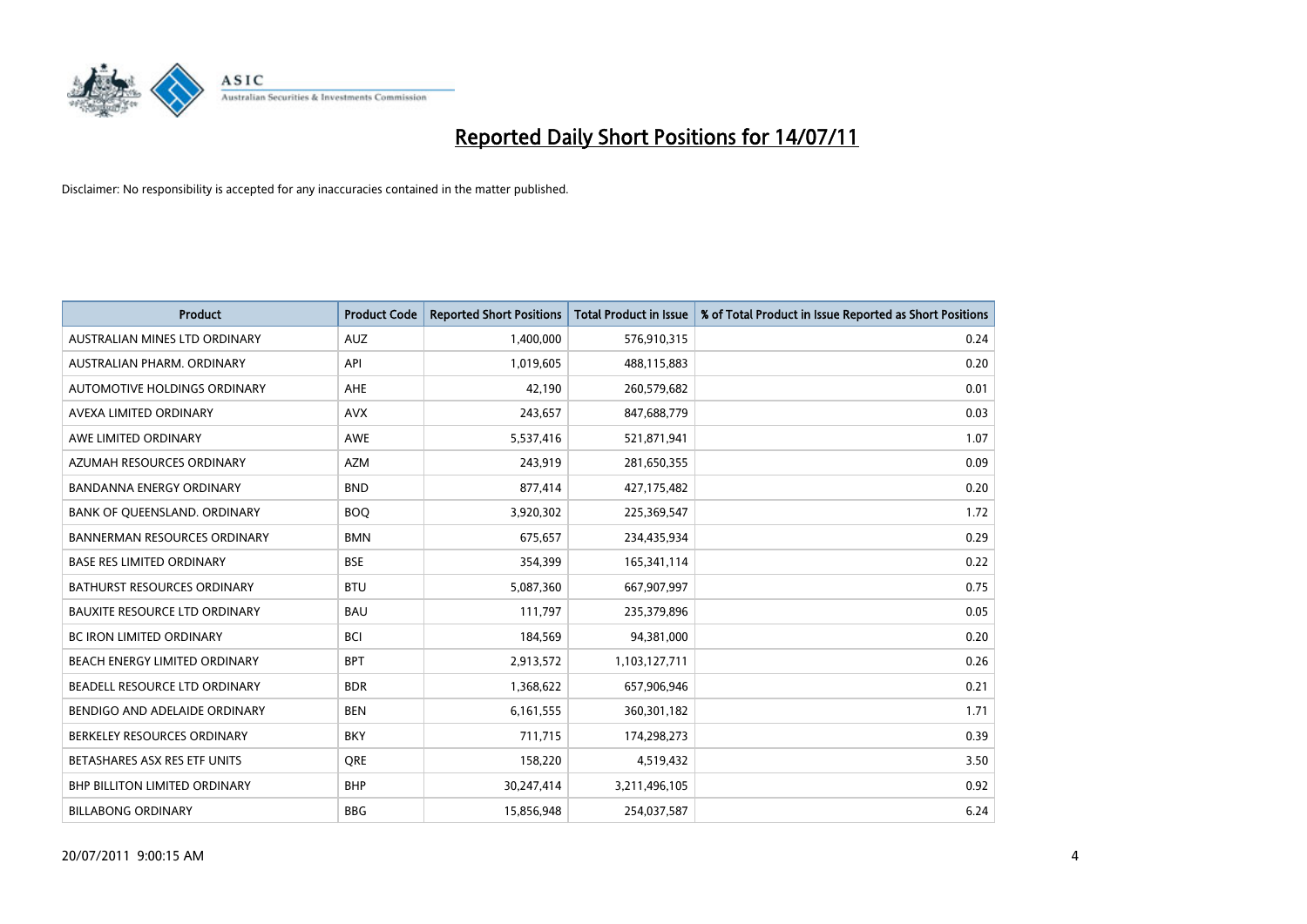# Reported Daily Short Positions for 14/07/11

Disclaimer: No responsibility is accepted for any inaccuracies contained in the matter published.

| Product | Product Code | Reported Short Positions | Total Product in Issue | % of Total Product in Issue Reported as Short Positions |
|---|---|---|---|---|
| AUSTRALIAN MINES LTD ORDINARY | AUZ | 1,400,000 | 576,910,315 | 0.24 |
| AUSTRALIAN PHARM. ORDINARY | API | 1,019,605 | 488,115,883 | 0.20 |
| AUTOMOTIVE HOLDINGS ORDINARY | AHE | 42,190 | 260,579,682 | 0.01 |
| AVEXA LIMITED ORDINARY | AVX | 243,657 | 847,688,779 | 0.03 |
| AWE LIMITED ORDINARY | AWE | 5,537,416 | 521,871,941 | 1.07 |
| AZUMAH RESOURCES ORDINARY | AZM | 243,919 | 281,650,355 | 0.09 |
| BANDANNA ENERGY ORDINARY | BND | 877,414 | 427,175,482 | 0.20 |
| BANK OF QUEENSLAND. ORDINARY | BOQ | 3,920,302 | 225,369,547 | 1.72 |
| BANNERMAN RESOURCES ORDINARY | BMN | 675,657 | 234,435,934 | 0.29 |
| BASE RES LIMITED ORDINARY | BSE | 354,399 | 165,341,114 | 0.22 |
| BATHURST RESOURCES ORDINARY | BTU | 5,087,360 | 667,907,997 | 0.75 |
| BAUXITE RESOURCE LTD ORDINARY | BAU | 111,797 | 235,379,896 | 0.05 |
| BC IRON LIMITED ORDINARY | BCI | 184,569 | 94,381,000 | 0.20 |
| BEACH ENERGY LIMITED ORDINARY | BPT | 2,913,572 | 1,103,127,711 | 0.26 |
| BEADELL RESOURCE LTD ORDINARY | BDR | 1,368,622 | 657,906,946 | 0.21 |
| BENDIGO AND ADELAIDE ORDINARY | BEN | 6,161,555 | 360,301,182 | 1.71 |
| BERKELEY RESOURCES ORDINARY | BKY | 711,715 | 174,298,273 | 0.39 |
| BETASHARES ASX RES ETF UNITS | QRE | 158,220 | 4,519,432 | 3.50 |
| BHP BILLITON LIMITED ORDINARY | BHP | 30,247,414 | 3,211,496,105 | 0.92 |
| BILLABONG ORDINARY | BBG | 15,856,948 | 254,037,587 | 6.24 |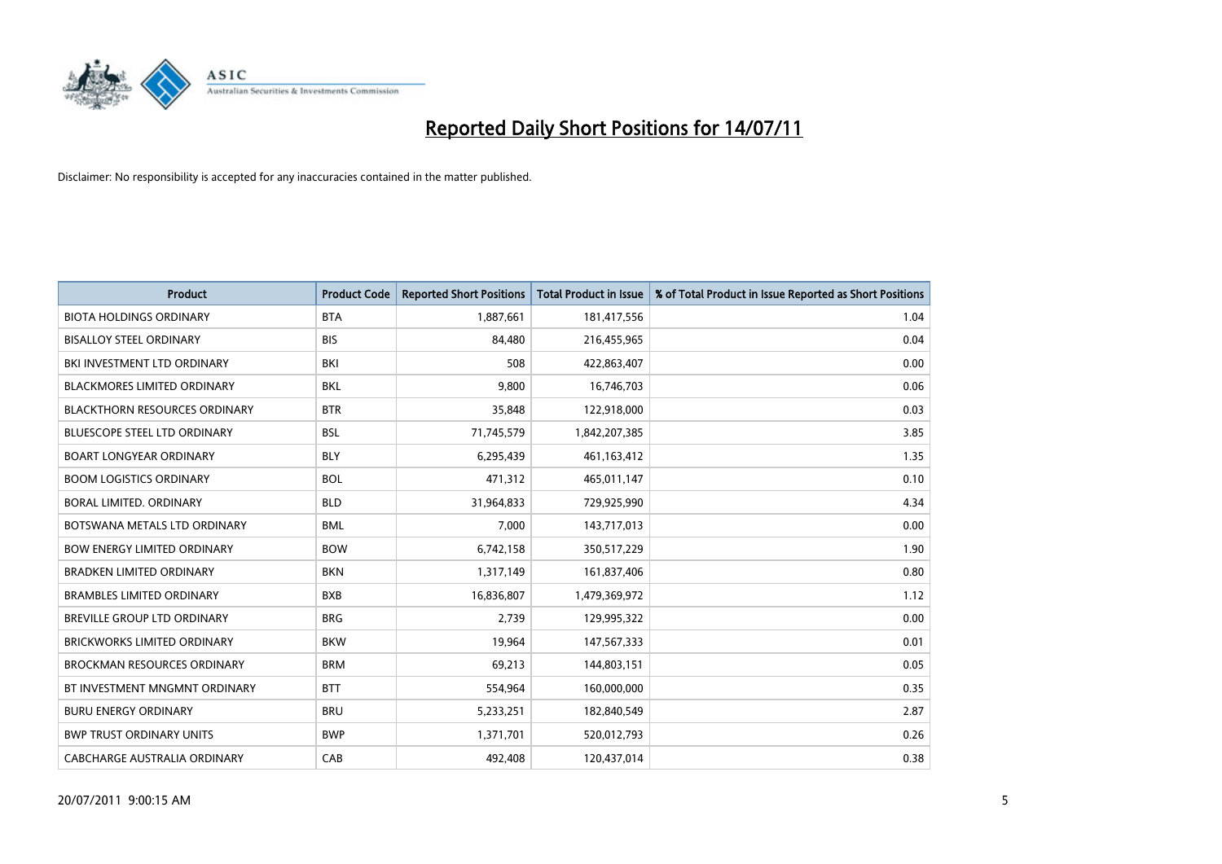# Reported Daily Short Positions for 14/07/11

Disclaimer: No responsibility is accepted for any inaccuracies contained in the matter published.

| Product | Product Code | Reported Short Positions | Total Product in Issue | % of Total Product in Issue Reported as Short Positions |
|---|---|---|---|---|
| BIOTA HOLDINGS ORDINARY | BTA | 1,887,661 | 181,417,556 | 1.04 |
| BISALLOY STEEL ORDINARY | BIS | 84,480 | 216,455,965 | 0.04 |
| BKI INVESTMENT LTD ORDINARY | BKI | 508 | 422,863,407 | 0.00 |
| BLACKMORES LIMITED ORDINARY | BKL | 9,800 | 16,746,703 | 0.06 |
| BLACKTHORN RESOURCES ORDINARY | BTR | 35,848 | 122,918,000 | 0.03 |
| BLUESCOPE STEEL LTD ORDINARY | BSL | 71,745,579 | 1,842,207,385 | 3.85 |
| BOART LONGYEAR ORDINARY | BLY | 6,295,439 | 461,163,412 | 1.35 |
| BOOM LOGISTICS ORDINARY | BOL | 471,312 | 465,011,147 | 0.10 |
| BORAL LIMITED. ORDINARY | BLD | 31,964,833 | 729,925,990 | 4.34 |
| BOTSWANA METALS LTD ORDINARY | BML | 7,000 | 143,717,013 | 0.00 |
| BOW ENERGY LIMITED ORDINARY | BOW | 6,742,158 | 350,517,229 | 1.90 |
| BRADKEN LIMITED ORDINARY | BKN | 1,317,149 | 161,837,406 | 0.80 |
| BRAMBLES LIMITED ORDINARY | BXB | 16,836,807 | 1,479,369,972 | 1.12 |
| BREVILLE GROUP LTD ORDINARY | BRG | 2,739 | 129,995,322 | 0.00 |
| BRICKWORKS LIMITED ORDINARY | BKW | 19,964 | 147,567,333 | 0.01 |
| BROCKMAN RESOURCES ORDINARY | BRM | 69,213 | 144,803,151 | 0.05 |
| BT INVESTMENT MNGMNT ORDINARY | BTT | 554,964 | 160,000,000 | 0.35 |
| BURU ENERGY ORDINARY | BRU | 5,233,251 | 182,840,549 | 2.87 |
| BWP TRUST ORDINARY UNITS | BWP | 1,371,701 | 520,012,793 | 0.26 |
| CABCHARGE AUSTRALIA ORDINARY | CAB | 492,408 | 120,437,014 | 0.38 |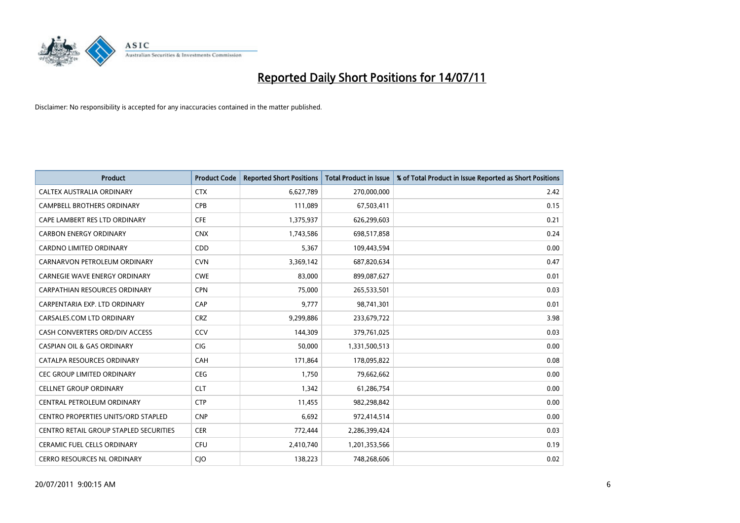# Reported Daily Short Positions for 14/07/11

Disclaimer: No responsibility is accepted for any inaccuracies contained in the matter published.

| Product | Product Code | Reported Short Positions | Total Product in Issue | % of Total Product in Issue Reported as Short Positions |
|---|---|---|---|---|
| CALTEX AUSTRALIA ORDINARY | CTX | 6,627,789 | 270,000,000 | 2.42 |
| CAMPBELL BROTHERS ORDINARY | CPB | 111,089 | 67,503,411 | 0.15 |
| CAPE LAMBERT RES LTD ORDINARY | CFE | 1,375,937 | 626,299,603 | 0.21 |
| CARBON ENERGY ORDINARY | CNX | 1,743,586 | 698,517,858 | 0.24 |
| CARDNO LIMITED ORDINARY | CDD | 5,367 | 109,443,594 | 0.00 |
| CARNARVON PETROLEUM ORDINARY | CVN | 3,369,142 | 687,820,634 | 0.47 |
| CARNEGIE WAVE ENERGY ORDINARY | CWE | 83,000 | 899,087,627 | 0.01 |
| CARPATHIAN RESOURCES ORDINARY | CPN | 75,000 | 265,533,501 | 0.03 |
| CARPENTARIA EXP. LTD ORDINARY | CAP | 9,777 | 98,741,301 | 0.01 |
| CARSALES.COM LTD ORDINARY | CRZ | 9,299,886 | 233,679,722 | 3.98 |
| CASH CONVERTERS ORD/DIV ACCESS | CCV | 144,309 | 379,761,025 | 0.03 |
| CASPIAN OIL & GAS ORDINARY | CIG | 50,000 | 1,331,500,513 | 0.00 |
| CATALPA RESOURCES ORDINARY | CAH | 171,864 | 178,095,822 | 0.08 |
| CEC GROUP LIMITED ORDINARY | CEG | 1,750 | 79,662,662 | 0.00 |
| CELLNET GROUP ORDINARY | CLT | 1,342 | 61,286,754 | 0.00 |
| CENTRAL PETROLEUM ORDINARY | CTP | 11,455 | 982,298,842 | 0.00 |
| CENTRO PROPERTIES UNITS/ORD STAPLED | CNP | 6,692 | 972,414,514 | 0.00 |
| CENTRO RETAIL GROUP STAPLED SECURITIES | CER | 772,444 | 2,286,399,424 | 0.03 |
| CERAMIC FUEL CELLS ORDINARY | CFU | 2,410,740 | 1,201,353,566 | 0.19 |
| CERRO RESOURCES NL ORDINARY | CJO | 138,223 | 748,268,606 | 0.02 |

20/07/2011 9:00:15 AM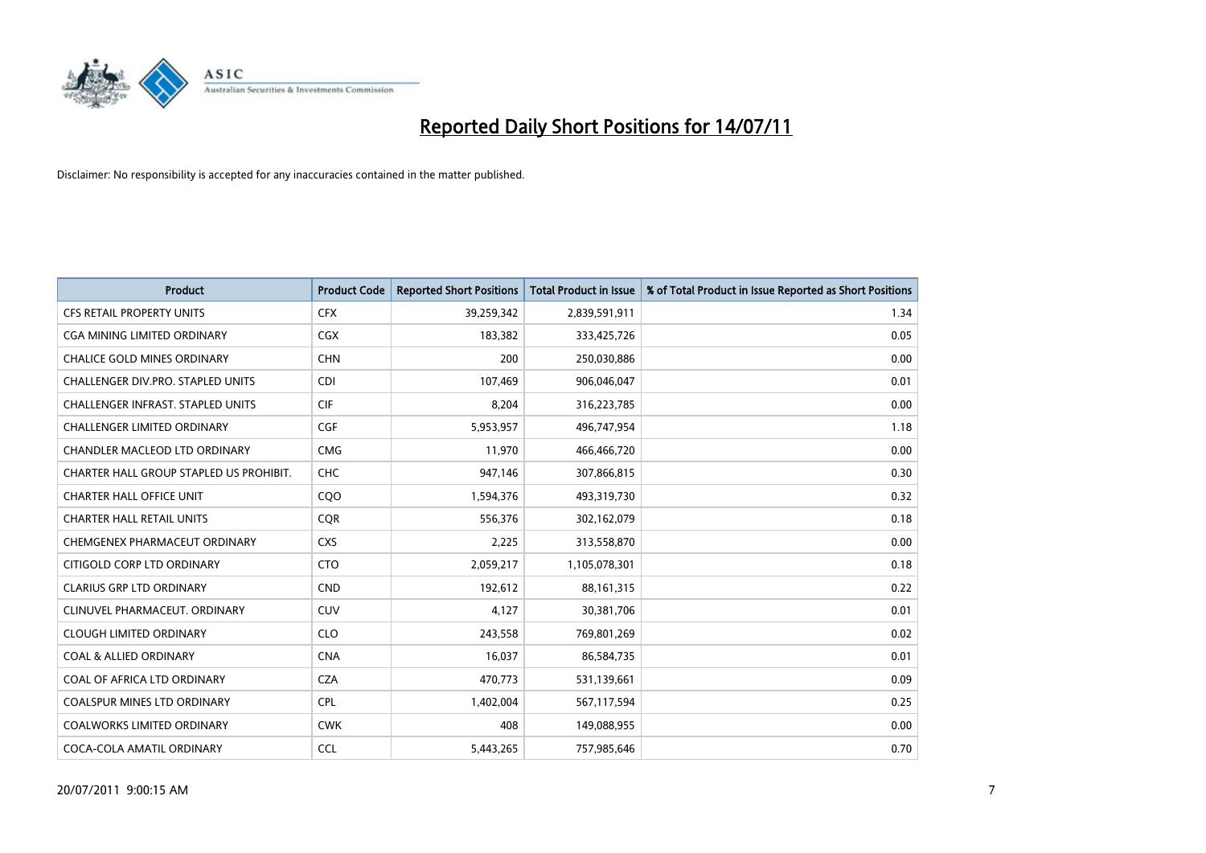# Reported Daily Short Positions for 14/07/11

Disclaimer: No responsibility is accepted for any inaccuracies contained in the matter published.

| Product | Product Code | Reported Short Positions | Total Product in Issue | % of Total Product in Issue Reported as Short Positions |
|---|---|---|---|---|
| CFS RETAIL PROPERTY UNITS | CFX | 39,259,342 | 2,839,591,911 | 1.34 |
| CGA MINING LIMITED ORDINARY | CGX | 183,382 | 333,425,726 | 0.05 |
| CHALICE GOLD MINES ORDINARY | CHN | 200 | 250,030,886 | 0.00 |
| CHALLENGER DIV.PRO. STAPLED UNITS | CDI | 107,469 | 906,046,047 | 0.01 |
| CHALLENGER INFRAST. STAPLED UNITS | CIF | 8,204 | 316,223,785 | 0.00 |
| CHALLENGER LIMITED ORDINARY | CGF | 5,953,957 | 496,747,954 | 1.18 |
| CHANDLER MACLEOD LTD ORDINARY | CMG | 11,970 | 466,466,720 | 0.00 |
| CHARTER HALL GROUP STAPLED US PROHIBIT. | CHC | 947,146 | 307,866,815 | 0.30 |
| CHARTER HALL OFFICE UNIT | CQO | 1,594,376 | 493,319,730 | 0.32 |
| CHARTER HALL RETAIL UNITS | CQR | 556,376 | 302,162,079 | 0.18 |
| CHEMGENEX PHARMACEUT ORDINARY | CXS | 2,225 | 313,558,870 | 0.00 |
| CITIGOLD CORP LTD ORDINARY | CTO | 2,059,217 | 1,105,078,301 | 0.18 |
| CLARIUS GRP LTD ORDINARY | CND | 192,612 | 88,161,315 | 0.22 |
| CLINUVEL PHARMACEUT. ORDINARY | CUV | 4,127 | 30,381,706 | 0.01 |
| CLOUGH LIMITED ORDINARY | CLO | 243,558 | 769,801,269 | 0.02 |
| COAL & ALLIED ORDINARY | CNA | 16,037 | 86,584,735 | 0.01 |
| COAL OF AFRICA LTD ORDINARY | CZA | 470,773 | 531,139,661 | 0.09 |
| COALSPUR MINES LTD ORDINARY | CPL | 1,402,004 | 567,117,594 | 0.25 |
| COALWORKS LIMITED ORDINARY | CWK | 408 | 149,088,955 | 0.00 |
| COCA-COLA AMATIL ORDINARY | CCL | 5,443,265 | 757,985,646 | 0.70 |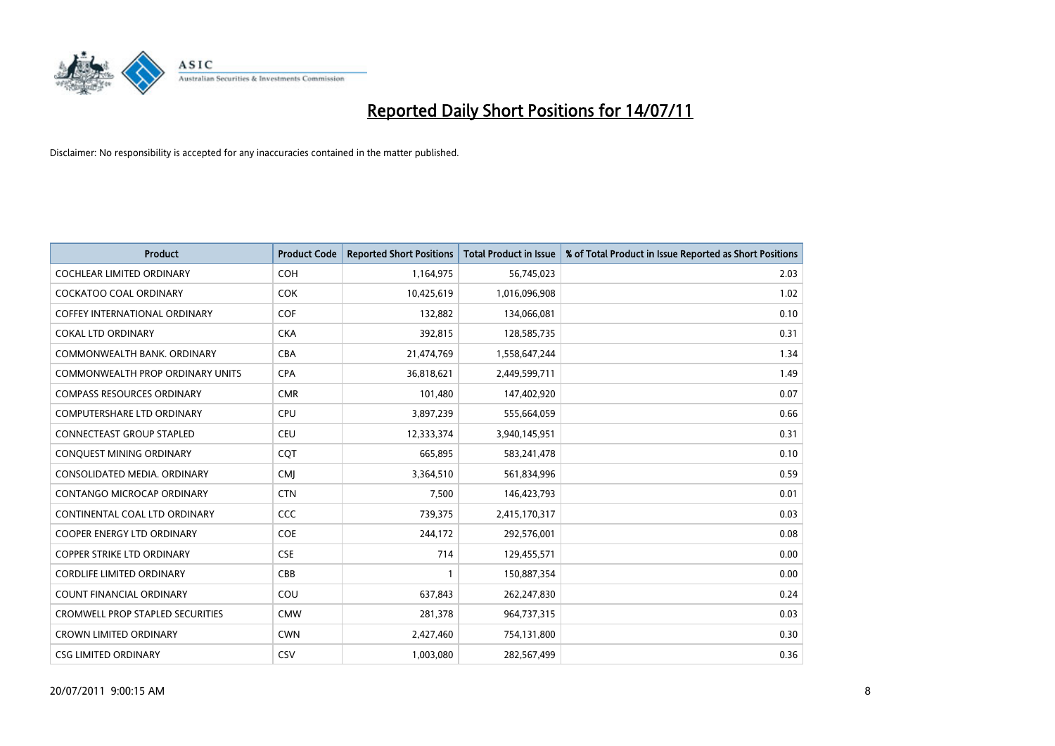# Reported Daily Short Positions for 14/07/11

Disclaimer: No responsibility is accepted for any inaccuracies contained in the matter published.

| Product | Product Code | Reported Short Positions | Total Product in Issue | % of Total Product in Issue Reported as Short Positions |
|---|---|---|---|---|
| COCHLEAR LIMITED ORDINARY | COH | 1,164,975 | 56,745,023 | 2.03 |
| COCKATOO COAL ORDINARY | COK | 10,425,619 | 1,016,096,908 | 1.02 |
| COFFEY INTERNATIONAL ORDINARY | COF | 132,882 | 134,066,081 | 0.10 |
| COKAL LTD ORDINARY | CKA | 392,815 | 128,585,735 | 0.31 |
| COMMONWEALTH BANK. ORDINARY | CBA | 21,474,769 | 1,558,647,244 | 1.34 |
| COMMONWEALTH PROP ORDINARY UNITS | CPA | 36,818,621 | 2,449,599,711 | 1.49 |
| COMPASS RESOURCES ORDINARY | CMR | 101,480 | 147,402,920 | 0.07 |
| COMPUTERSHARE LTD ORDINARY | CPU | 3,897,239 | 555,664,059 | 0.66 |
| CONNECTEAST GROUP STAPLED | CEU | 12,333,374 | 3,940,145,951 | 0.31 |
| CONQUEST MINING ORDINARY | CQT | 665,895 | 583,241,478 | 0.10 |
| CONSOLIDATED MEDIA. ORDINARY | CMJ | 3,364,510 | 561,834,996 | 0.59 |
| CONTANGO MICROCAP ORDINARY | CTN | 7,500 | 146,423,793 | 0.01 |
| CONTINENTAL COAL LTD ORDINARY | CCC | 739,375 | 2,415,170,317 | 0.03 |
| COOPER ENERGY LTD ORDINARY | COE | 244,172 | 292,576,001 | 0.08 |
| COPPER STRIKE LTD ORDINARY | CSE | 714 | 129,455,571 | 0.00 |
| CORDLIFE LIMITED ORDINARY | CBB | 1 | 150,887,354 | 0.00 |
| COUNT FINANCIAL ORDINARY | COU | 637,843 | 262,247,830 | 0.24 |
| CROMWELL PROP STAPLED SECURITIES | CMW | 281,378 | 964,737,315 | 0.03 |
| CROWN LIMITED ORDINARY | CWN | 2,427,460 | 754,131,800 | 0.30 |
| CSG LIMITED ORDINARY | CSV | 1,003,080 | 282,567,499 | 0.36 |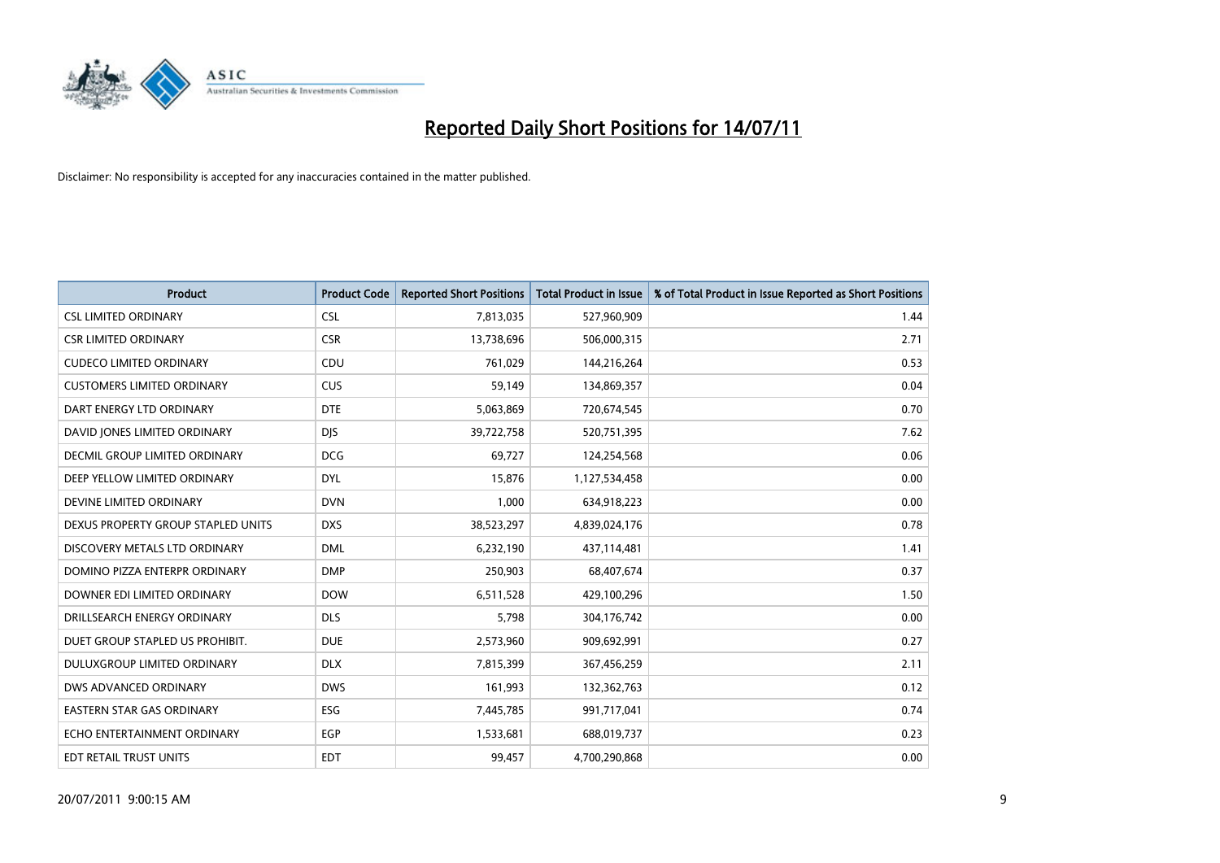# Reported Daily Short Positions for 14/07/11

Disclaimer: No responsibility is accepted for any inaccuracies contained in the matter published.

| Product | Product Code | Reported Short Positions | Total Product in Issue | % of Total Product in Issue Reported as Short Positions |
|---|---|---|---|---|
| CSL LIMITED ORDINARY | CSL | 7,813,035 | 527,960,909 | 1.44 |
| CSR LIMITED ORDINARY | CSR | 13,738,696 | 506,000,315 | 2.71 |
| CUDECO LIMITED ORDINARY | CDU | 761,029 | 144,216,264 | 0.53 |
| CUSTOMERS LIMITED ORDINARY | CUS | 59,149 | 134,869,357 | 0.04 |
| DART ENERGY LTD ORDINARY | DTE | 5,063,869 | 720,674,545 | 0.70 |
| DAVID JONES LIMITED ORDINARY | DJS | 39,722,758 | 520,751,395 | 7.62 |
| DECMIL GROUP LIMITED ORDINARY | DCG | 69,727 | 124,254,568 | 0.06 |
| DEEP YELLOW LIMITED ORDINARY | DYL | 15,876 | 1,127,534,458 | 0.00 |
| DEVINE LIMITED ORDINARY | DVN | 1,000 | 634,918,223 | 0.00 |
| DEXUS PROPERTY GROUP STAPLED UNITS | DXS | 38,523,297 | 4,839,024,176 | 0.78 |
| DISCOVERY METALS LTD ORDINARY | DML | 6,232,190 | 437,114,481 | 1.41 |
| DOMINO PIZZA ENTERPR ORDINARY | DMP | 250,903 | 68,407,674 | 0.37 |
| DOWNER EDI LIMITED ORDINARY | DOW | 6,511,528 | 429,100,296 | 1.50 |
| DRILLSEARCH ENERGY ORDINARY | DLS | 5,798 | 304,176,742 | 0.00 |
| DUET GROUP STAPLED US PROHIBIT. | DUE | 2,573,960 | 909,692,991 | 0.27 |
| DULUXGROUP LIMITED ORDINARY | DLX | 7,815,399 | 367,456,259 | 2.11 |
| DWS ADVANCED ORDINARY | DWS | 161,993 | 132,362,763 | 0.12 |
| EASTERN STAR GAS ORDINARY | ESG | 7,445,785 | 991,717,041 | 0.74 |
| ECHO ENTERTAINMENT ORDINARY | EGP | 1,533,681 | 688,019,737 | 0.23 |
| EDT RETAIL TRUST UNITS | EDT | 99,457 | 4,700,290,868 | 0.00 |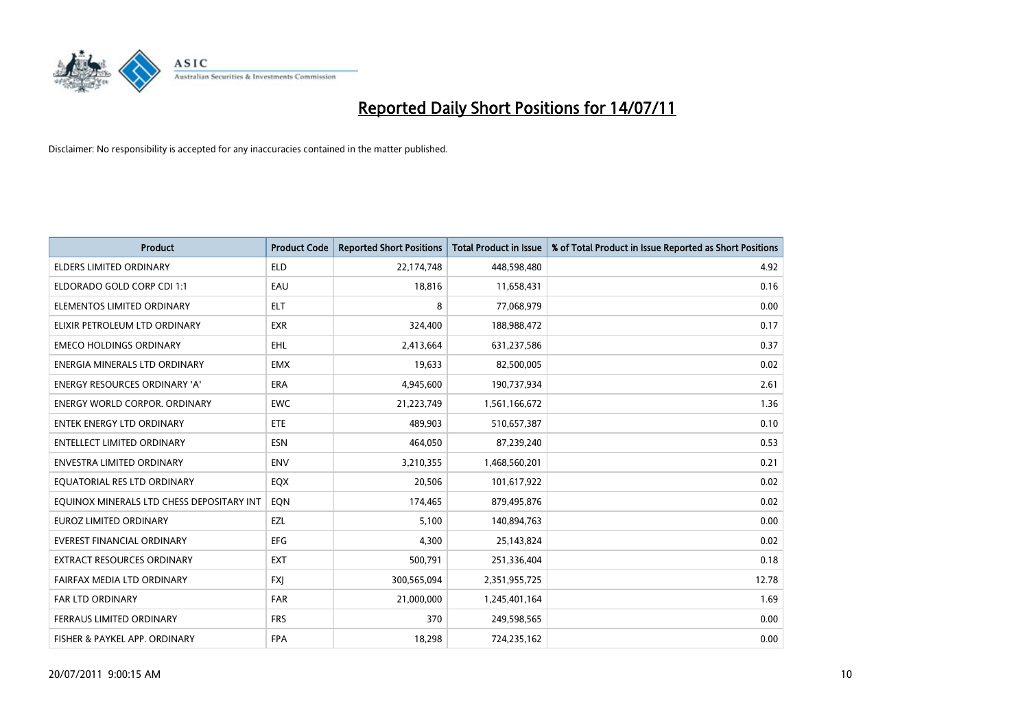# Reported Daily Short Positions for 14/07/11

Disclaimer: No responsibility is accepted for any inaccuracies contained in the matter published.

| Product | Product Code | Reported Short Positions | Total Product in Issue | % of Total Product in Issue Reported as Short Positions |
|---|---|---|---|---|
| ELDERS LIMITED ORDINARY | ELD | 22,174,748 | 448,598,480 | 4.92 |
| ELDORADO GOLD CORP CDI 1:1 | EAU | 18,816 | 11,658,431 | 0.16 |
| ELEMENTOS LIMITED ORDINARY | ELT | 8 | 77,068,979 | 0.00 |
| ELIXIR PETROLEUM LTD ORDINARY | EXR | 324,400 | 188,988,472 | 0.17 |
| EMECO HOLDINGS ORDINARY | EHL | 2,413,664 | 631,237,586 | 0.37 |
| ENERGIA MINERALS LTD ORDINARY | EMX | 19,633 | 82,500,005 | 0.02 |
| ENERGY RESOURCES ORDINARY 'A' | ERA | 4,945,600 | 190,737,934 | 2.61 |
| ENERGY WORLD CORPOR. ORDINARY | EWC | 21,223,749 | 1,561,166,672 | 1.36 |
| ENTEK ENERGY LTD ORDINARY | ETE | 489,903 | 510,657,387 | 0.10 |
| ENTELLECT LIMITED ORDINARY | ESN | 464,050 | 87,239,240 | 0.53 |
| ENVESTRA LIMITED ORDINARY | ENV | 3,210,355 | 1,468,560,201 | 0.21 |
| EQUATORIAL RES LTD ORDINARY | EQX | 20,506 | 101,617,922 | 0.02 |
| EQUINOX MINERALS LTD CHESS DEPOSITARY INT | EQN | 174,465 | 879,495,876 | 0.02 |
| EUROZ LIMITED ORDINARY | EZL | 5,100 | 140,894,763 | 0.00 |
| EVEREST FINANCIAL ORDINARY | EFG | 4,300 | 25,143,824 | 0.02 |
| EXTRACT RESOURCES ORDINARY | EXT | 500,791 | 251,336,404 | 0.18 |
| FAIRFAX MEDIA LTD ORDINARY | FXJ | 300,565,094 | 2,351,955,725 | 12.78 |
| FAR LTD ORDINARY | FAR | 21,000,000 | 1,245,401,164 | 1.69 |
| FERRAUS LIMITED ORDINARY | FRS | 370 | 249,598,565 | 0.00 |
| FISHER & PAYKEL APP. ORDINARY | FPA | 18,298 | 724,235,162 | 0.00 |

20/07/2011 9:00:15 AM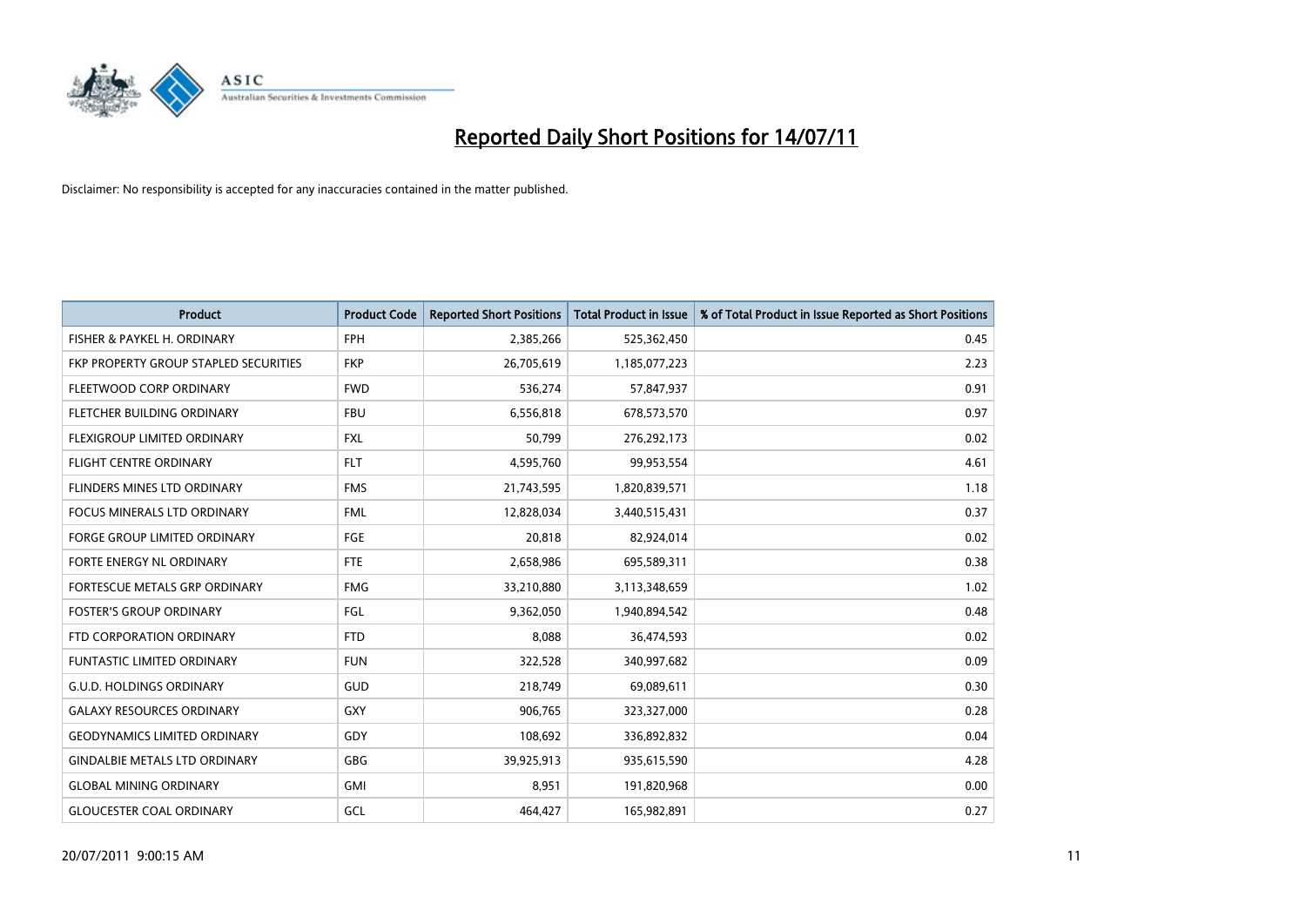# Reported Daily Short Positions for 14/07/11

Disclaimer: No responsibility is accepted for any inaccuracies contained in the matter published.

| Product | Product Code | Reported Short Positions | Total Product in Issue | % of Total Product in Issue Reported as Short Positions |
|---|---|---|---|---|
| FISHER & PAYKEL H. ORDINARY | FPH | 2,385,266 | 525,362,450 | 0.45 |
| FKP PROPERTY GROUP STAPLED SECURITIES | FKP | 26,705,619 | 1,185,077,223 | 2.23 |
| FLEETWOOD CORP ORDINARY | FWD | 536,274 | 57,847,937 | 0.91 |
| FLETCHER BUILDING ORDINARY | FBU | 6,556,818 | 678,573,570 | 0.97 |
| FLEXIGROUP LIMITED ORDINARY | FXL | 50,799 | 276,292,173 | 0.02 |
| FLIGHT CENTRE ORDINARY | FLT | 4,595,760 | 99,953,554 | 4.61 |
| FLINDERS MINES LTD ORDINARY | FMS | 21,743,595 | 1,820,839,571 | 1.18 |
| FOCUS MINERALS LTD ORDINARY | FML | 12,828,034 | 3,440,515,431 | 0.37 |
| FORGE GROUP LIMITED ORDINARY | FGE | 20,818 | 82,924,014 | 0.02 |
| FORTE ENERGY NL ORDINARY | FTE | 2,658,986 | 695,589,311 | 0.38 |
| FORTESCUE METALS GRP ORDINARY | FMG | 33,210,880 | 3,113,348,659 | 1.02 |
| FOSTER'S GROUP ORDINARY | FGL | 9,362,050 | 1,940,894,542 | 0.48 |
| FTD CORPORATION ORDINARY | FTD | 8,088 | 36,474,593 | 0.02 |
| FUNTASTIC LIMITED ORDINARY | FUN | 322,528 | 340,997,682 | 0.09 |
| G.U.D. HOLDINGS ORDINARY | GUD | 218,749 | 69,089,611 | 0.30 |
| GALAXY RESOURCES ORDINARY | GXY | 906,765 | 323,327,000 | 0.28 |
| GEODYNAMICS LIMITED ORDINARY | GDY | 108,692 | 336,892,832 | 0.04 |
| GINDALBIE METALS LTD ORDINARY | GBG | 39,925,913 | 935,615,590 | 4.28 |
| GLOBAL MINING ORDINARY | GMI | 8,951 | 191,820,968 | 0.00 |
| GLOUCESTER COAL ORDINARY | GCL | 464,427 | 165,982,891 | 0.27 |

20/07/2011 9:00:15 AM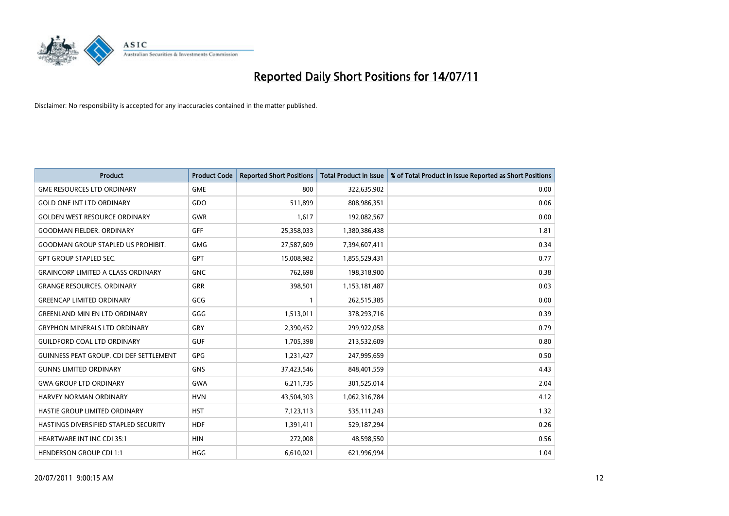# Reported Daily Short Positions for 14/07/11

Disclaimer: No responsibility is accepted for any inaccuracies contained in the matter published.

| Product | Product Code | Reported Short Positions | Total Product in Issue | % of Total Product in Issue Reported as Short Positions |
|---|---|---|---|---|
| GME RESOURCES LTD ORDINARY | GME | 800 | 322,635,902 | 0.00 |
| GOLD ONE INT LTD ORDINARY | GDO | 511,899 | 808,986,351 | 0.06 |
| GOLDEN WEST RESOURCE ORDINARY | GWR | 1,617 | 192,082,567 | 0.00 |
| GOODMAN FIELDER. ORDINARY | GFF | 25,358,033 | 1,380,386,438 | 1.81 |
| GOODMAN GROUP STAPLED US PROHIBIT. | GMG | 27,587,609 | 7,394,607,411 | 0.34 |
| GPT GROUP STAPLED SEC. | GPT | 15,008,982 | 1,855,529,431 | 0.77 |
| GRAINCORP LIMITED A CLASS ORDINARY | GNC | 762,698 | 198,318,900 | 0.38 |
| GRANGE RESOURCES. ORDINARY | GRR | 398,501 | 1,153,181,487 | 0.03 |
| GREENCAP LIMITED ORDINARY | GCG | 1 | 262,515,385 | 0.00 |
| GREENLAND MIN EN LTD ORDINARY | GGG | 1,513,011 | 378,293,716 | 0.39 |
| GRYPHON MINERALS LTD ORDINARY | GRY | 2,390,452 | 299,922,058 | 0.79 |
| GUILDFORD COAL LTD ORDINARY | GUF | 1,705,398 | 213,532,609 | 0.80 |
| GUINNESS PEAT GROUP. CDI DEF SETTLEMENT | GPG | 1,231,427 | 247,995,659 | 0.50 |
| GUNNS LIMITED ORDINARY | GNS | 37,423,546 | 848,401,559 | 4.43 |
| GWA GROUP LTD ORDINARY | GWA | 6,211,735 | 301,525,014 | 2.04 |
| HARVEY NORMAN ORDINARY | HVN | 43,504,303 | 1,062,316,784 | 4.12 |
| HASTIE GROUP LIMITED ORDINARY | HST | 7,123,113 | 535,111,243 | 1.32 |
| HASTINGS DIVERSIFIED STAPLED SECURITY | HDF | 1,391,411 | 529,187,294 | 0.26 |
| HEARTWARE INT INC CDI 35:1 | HIN | 272,008 | 48,598,550 | 0.56 |
| HENDERSON GROUP CDI 1:1 | HGG | 6,610,021 | 621,996,994 | 1.04 |

20/07/2011 9:00:15 AM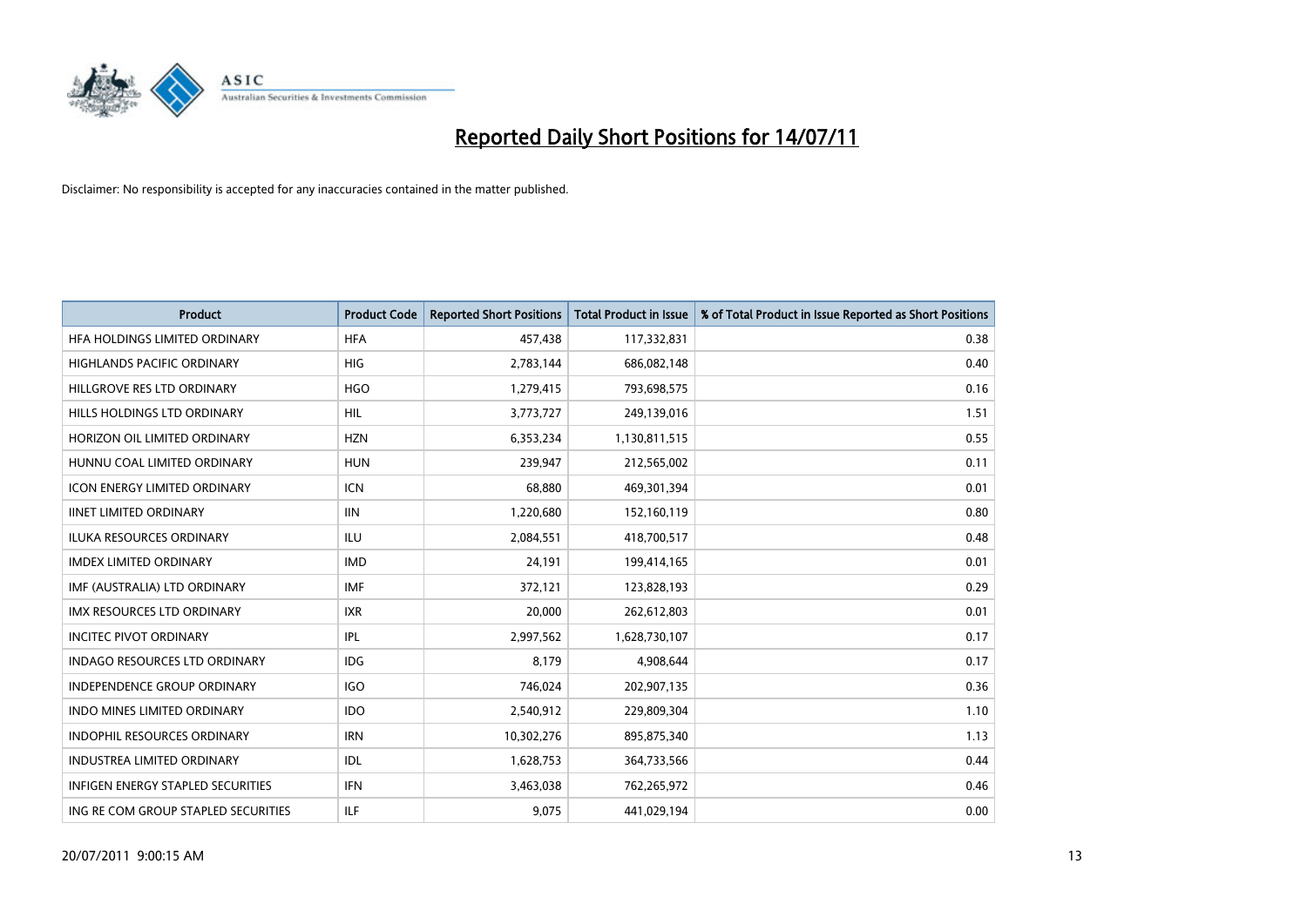# Reported Daily Short Positions for 14/07/11

Disclaimer: No responsibility is accepted for any inaccuracies contained in the matter published.

| Product | Product Code | Reported Short Positions | Total Product in Issue | % of Total Product in Issue Reported as Short Positions |
|---|---|---|---|---|
| HFA HOLDINGS LIMITED ORDINARY | HFA | 457,438 | 117,332,831 | 0.38 |
| HIGHLANDS PACIFIC ORDINARY | HIG | 2,783,144 | 686,082,148 | 0.40 |
| HILLGROVE RES LTD ORDINARY | HGO | 1,279,415 | 793,698,575 | 0.16 |
| HILLS HOLDINGS LTD ORDINARY | HIL | 3,773,727 | 249,139,016 | 1.51 |
| HORIZON OIL LIMITED ORDINARY | HZN | 6,353,234 | 1,130,811,515 | 0.55 |
| HUNNU COAL LIMITED ORDINARY | HUN | 239,947 | 212,565,002 | 0.11 |
| ICON ENERGY LIMITED ORDINARY | ICN | 68,880 | 469,301,394 | 0.01 |
| IINET LIMITED ORDINARY | IIN | 1,220,680 | 152,160,119 | 0.80 |
| ILUKA RESOURCES ORDINARY | ILU | 2,084,551 | 418,700,517 | 0.48 |
| IMDEX LIMITED ORDINARY | IMD | 24,191 | 199,414,165 | 0.01 |
| IMF (AUSTRALIA) LTD ORDINARY | IMF | 372,121 | 123,828,193 | 0.29 |
| IMX RESOURCES LTD ORDINARY | IXR | 20,000 | 262,612,803 | 0.01 |
| INCITEC PIVOT ORDINARY | IPL | 2,997,562 | 1,628,730,107 | 0.17 |
| INDAGO RESOURCES LTD ORDINARY | IDG | 8,179 | 4,908,644 | 0.17 |
| INDEPENDENCE GROUP ORDINARY | IGO | 746,024 | 202,907,135 | 0.36 |
| INDO MINES LIMITED ORDINARY | IDO | 2,540,912 | 229,809,304 | 1.10 |
| INDOPHIL RESOURCES ORDINARY | IRN | 10,302,276 | 895,875,340 | 1.13 |
| INDUSTREA LIMITED ORDINARY | IDL | 1,628,753 | 364,733,566 | 0.44 |
| INFIGEN ENERGY STAPLED SECURITIES | IFN | 3,463,038 | 762,265,972 | 0.46 |
| ING RE COM GROUP STAPLED SECURITIES | ILF | 9,075 | 441,029,194 | 0.00 |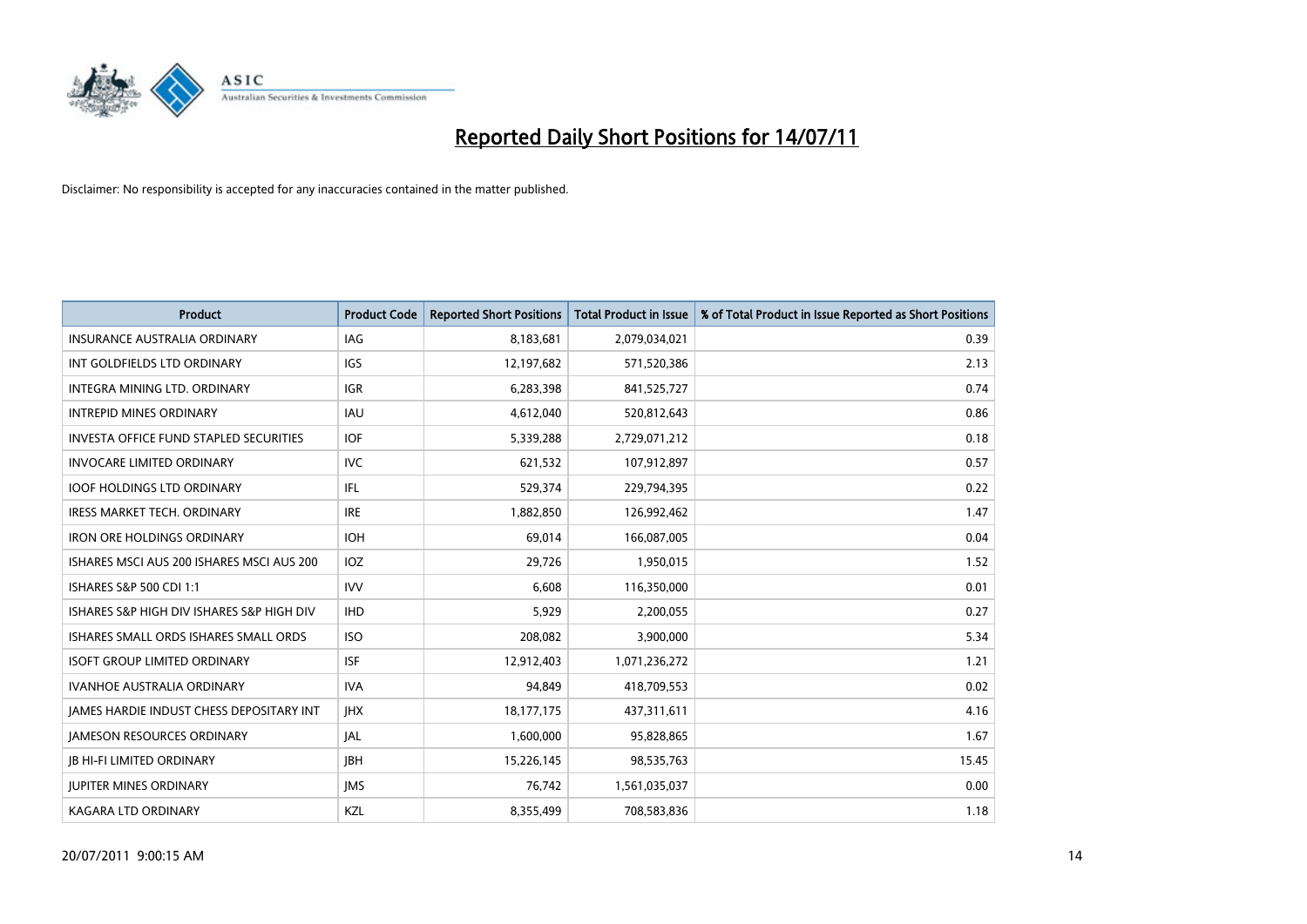# Reported Daily Short Positions for 14/07/11

Disclaimer: No responsibility is accepted for any inaccuracies contained in the matter published.

| Product | Product Code | Reported Short Positions | Total Product in Issue | % of Total Product in Issue Reported as Short Positions |
|---|---|---|---|---|
| INSURANCE AUSTRALIA ORDINARY | IAG | 8,183,681 | 2,079,034,021 | 0.39 |
| INT GOLDFIELDS LTD ORDINARY | IGS | 12,197,682 | 571,520,386 | 2.13 |
| INTEGRA MINING LTD. ORDINARY | IGR | 6,283,398 | 841,525,727 | 0.74 |
| INTREPID MINES ORDINARY | IAU | 4,612,040 | 520,812,643 | 0.86 |
| INVESTA OFFICE FUND STAPLED SECURITIES | IOF | 5,339,288 | 2,729,071,212 | 0.18 |
| INVOCARE LIMITED ORDINARY | IVC | 621,532 | 107,912,897 | 0.57 |
| IOOF HOLDINGS LTD ORDINARY | IFL | 529,374 | 229,794,395 | 0.22 |
| IRESS MARKET TECH. ORDINARY | IRE | 1,882,850 | 126,992,462 | 1.47 |
| IRON ORE HOLDINGS ORDINARY | IOH | 69,014 | 166,087,005 | 0.04 |
| ISHARES MSCI AUS 200 ISHARES MSCI AUS 200 | IOZ | 29,726 | 1,950,015 | 1.52 |
| ISHARES S&P 500 CDI 1:1 | IVV | 6,608 | 116,350,000 | 0.01 |
| ISHARES S&P HIGH DIV ISHARES S&P HIGH DIV | IHD | 5,929 | 2,200,055 | 0.27 |
| ISHARES SMALL ORDS ISHARES SMALL ORDS | ISO | 208,082 | 3,900,000 | 5.34 |
| ISOFT GROUP LIMITED ORDINARY | ISF | 12,912,403 | 1,071,236,272 | 1.21 |
| IVANHOE AUSTRALIA ORDINARY | IVA | 94,849 | 418,709,553 | 0.02 |
| JAMES HARDIE INDUST CHESS DEPOSITARY INT | JHX | 18,177,175 | 437,311,611 | 4.16 |
| JAMESON RESOURCES ORDINARY | JAL | 1,600,000 | 95,828,865 | 1.67 |
| JB HI-FI LIMITED ORDINARY | JBH | 15,226,145 | 98,535,763 | 15.45 |
| JUPITER MINES ORDINARY | JMS | 76,742 | 1,561,035,037 | 0.00 |
| KAGARA LTD ORDINARY | KZL | 8,355,499 | 708,583,836 | 1.18 |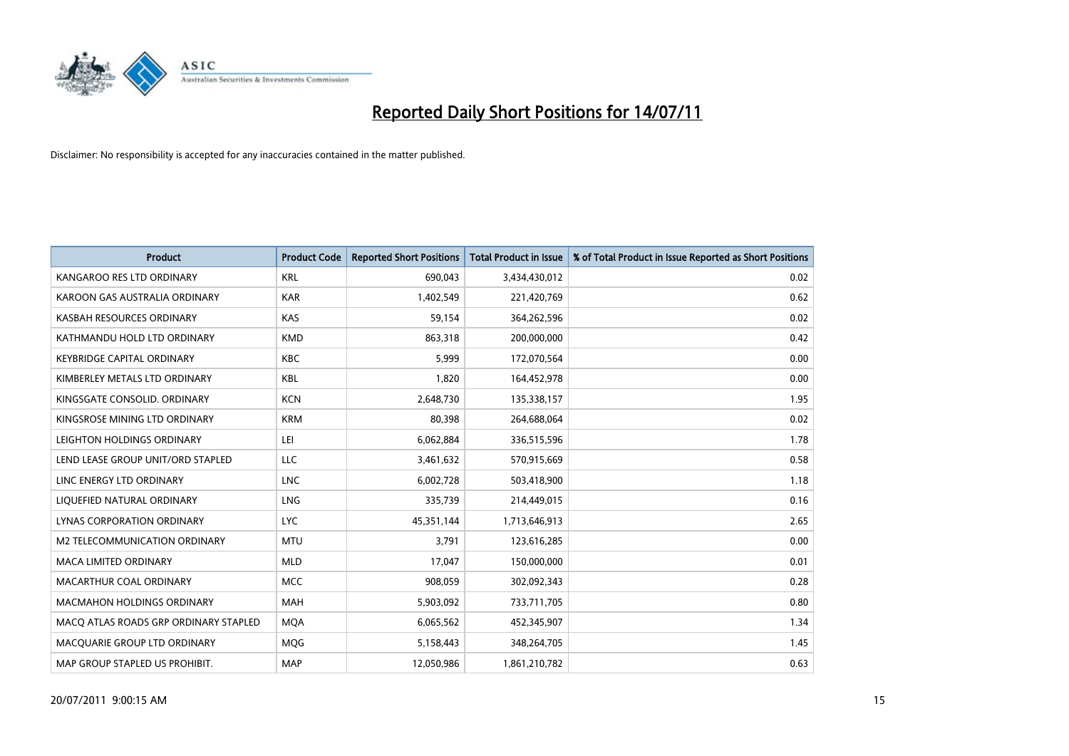# Reported Daily Short Positions for 14/07/11

Disclaimer: No responsibility is accepted for any inaccuracies contained in the matter published.

| Product | Product Code | Reported Short Positions | Total Product in Issue | % of Total Product in Issue Reported as Short Positions |
|---|---|---|---|---|
| KANGAROO RES LTD ORDINARY | KRL | 690,043 | 3,434,430,012 | 0.02 |
| KAROON GAS AUSTRALIA ORDINARY | KAR | 1,402,549 | 221,420,769 | 0.62 |
| KASBAH RESOURCES ORDINARY | KAS | 59,154 | 364,262,596 | 0.02 |
| KATHMANDU HOLD LTD ORDINARY | KMD | 863,318 | 200,000,000 | 0.42 |
| KEYBRIDGE CAPITAL ORDINARY | KBC | 5,999 | 172,070,564 | 0.00 |
| KIMBERLEY METALS LTD ORDINARY | KBL | 1,820 | 164,452,978 | 0.00 |
| KINGSGATE CONSOLID. ORDINARY | KCN | 2,648,730 | 135,338,157 | 1.95 |
| KINGSROSE MINING LTD ORDINARY | KRM | 80,398 | 264,688,064 | 0.02 |
| LEIGHTON HOLDINGS ORDINARY | LEI | 6,062,884 | 336,515,596 | 1.78 |
| LEND LEASE GROUP UNIT/ORD STAPLED | LLC | 3,461,632 | 570,915,669 | 0.58 |
| LINC ENERGY LTD ORDINARY | LNC | 6,002,728 | 503,418,900 | 1.18 |
| LIQUEFIED NATURAL ORDINARY | LNG | 335,739 | 214,449,015 | 0.16 |
| LYNAS CORPORATION ORDINARY | LYC | 45,351,144 | 1,713,646,913 | 2.65 |
| M2 TELECOMMUNICATION ORDINARY | MTU | 3,791 | 123,616,285 | 0.00 |
| MACA LIMITED ORDINARY | MLD | 17,047 | 150,000,000 | 0.01 |
| MACARTHUR COAL ORDINARY | MCC | 908,059 | 302,092,343 | 0.28 |
| MACMAHON HOLDINGS ORDINARY | MAH | 5,903,092 | 733,711,705 | 0.80 |
| MACQ ATLAS ROADS GRP ORDINARY STAPLED | MQA | 6,065,562 | 452,345,907 | 1.34 |
| MACQUARIE GROUP LTD ORDINARY | MQG | 5,158,443 | 348,264,705 | 1.45 |
| MAP GROUP STAPLED US PROHIBIT. | MAP | 12,050,986 | 1,861,210,782 | 0.63 |

20/07/2011 9:00:15 AM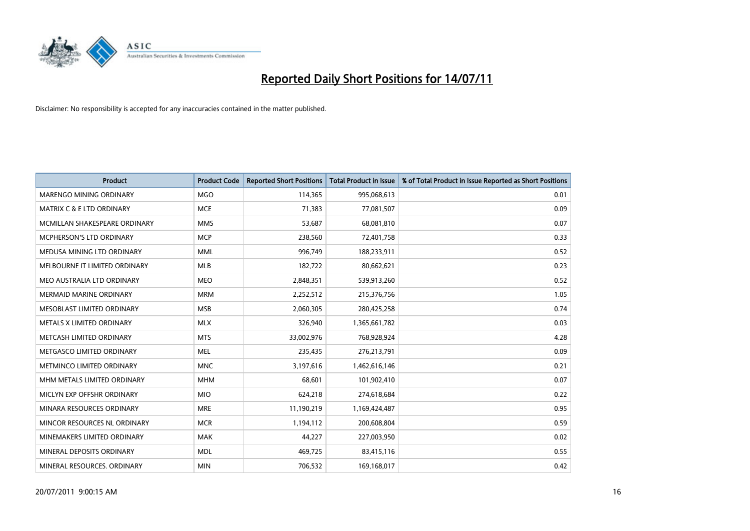# Reported Daily Short Positions for 14/07/11

Disclaimer: No responsibility is accepted for any inaccuracies contained in the matter published.

| Product | Product Code | Reported Short Positions | Total Product in Issue | % of Total Product in Issue Reported as Short Positions |
|---|---|---|---|---|
| MARENGO MINING ORDINARY | MGO | 114,365 | 995,068,613 | 0.01 |
| MATRIX C & E LTD ORDINARY | MCE | 71,383 | 77,081,507 | 0.09 |
| MCMILLAN SHAKESPEARE ORDINARY | MMS | 53,687 | 68,081,810 | 0.07 |
| MCPHERSON'S LTD ORDINARY | MCP | 238,560 | 72,401,758 | 0.33 |
| MEDUSA MINING LTD ORDINARY | MML | 996,749 | 188,233,911 | 0.52 |
| MELBOURNE IT LIMITED ORDINARY | MLB | 182,722 | 80,662,621 | 0.23 |
| MEO AUSTRALIA LTD ORDINARY | MEO | 2,848,351 | 539,913,260 | 0.52 |
| MERMAID MARINE ORDINARY | MRM | 2,252,512 | 215,376,756 | 1.05 |
| MESOBLAST LIMITED ORDINARY | MSB | 2,060,305 | 280,425,258 | 0.74 |
| METALS X LIMITED ORDINARY | MLX | 326,940 | 1,365,661,782 | 0.03 |
| METCASH LIMITED ORDINARY | MTS | 33,002,976 | 768,928,924 | 4.28 |
| METGASCO LIMITED ORDINARY | MEL | 235,435 | 276,213,791 | 0.09 |
| METMINCO LIMITED ORDINARY | MNC | 3,197,616 | 1,462,616,146 | 0.21 |
| MHM METALS LIMITED ORDINARY | MHM | 68,601 | 101,902,410 | 0.07 |
| MICLYN EXP OFFSHR ORDINARY | MIO | 624,218 | 274,618,684 | 0.22 |
| MINARA RESOURCES ORDINARY | MRE | 11,190,219 | 1,169,424,487 | 0.95 |
| MINCOR RESOURCES NL ORDINARY | MCR | 1,194,112 | 200,608,804 | 0.59 |
| MINEMAKERS LIMITED ORDINARY | MAK | 44,227 | 227,003,950 | 0.02 |
| MINERAL DEPOSITS ORDINARY | MDL | 469,725 | 83,415,116 | 0.55 |
| MINERAL RESOURCES. ORDINARY | MIN | 706,532 | 169,168,017 | 0.42 |

20/07/2011 9:00:15 AM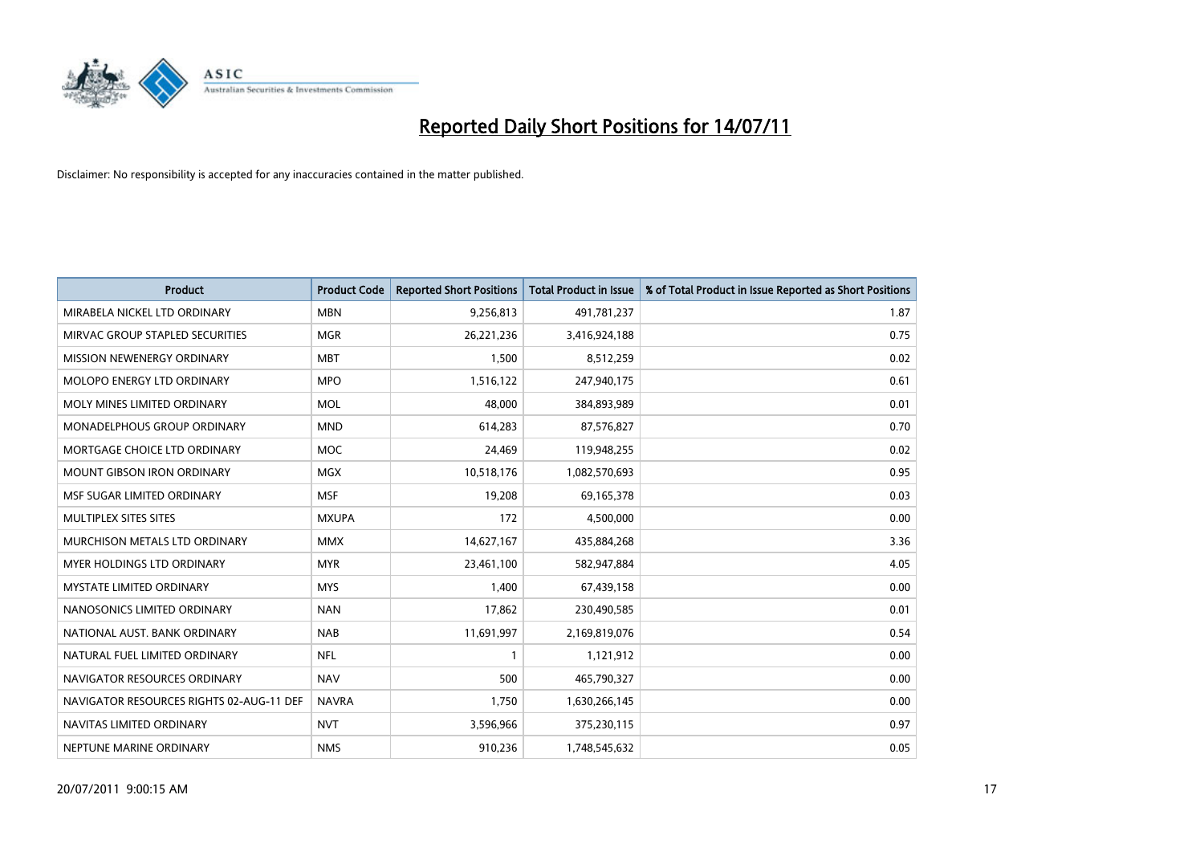# Reported Daily Short Positions for 14/07/11

Disclaimer: No responsibility is accepted for any inaccuracies contained in the matter published.

| Product | Product Code | Reported Short Positions | Total Product in Issue | % of Total Product in Issue Reported as Short Positions |
|---|---|---|---|---|
| MIRABELA NICKEL LTD ORDINARY | MBN | 9,256,813 | 491,781,237 | 1.87 |
| MIRVAC GROUP STAPLED SECURITIES | MGR | 26,221,236 | 3,416,924,188 | 0.75 |
| MISSION NEWENERGY ORDINARY | MBT | 1,500 | 8,512,259 | 0.02 |
| MOLOPO ENERGY LTD ORDINARY | MPO | 1,516,122 | 247,940,175 | 0.61 |
| MOLY MINES LIMITED ORDINARY | MOL | 48,000 | 384,893,989 | 0.01 |
| MONADELPHOUS GROUP ORDINARY | MND | 614,283 | 87,576,827 | 0.70 |
| MORTGAGE CHOICE LTD ORDINARY | MOC | 24,469 | 119,948,255 | 0.02 |
| MOUNT GIBSON IRON ORDINARY | MGX | 10,518,176 | 1,082,570,693 | 0.95 |
| MSF SUGAR LIMITED ORDINARY | MSF | 19,208 | 69,165,378 | 0.03 |
| MULTIPLEX SITES SITES | MXUPA | 172 | 4,500,000 | 0.00 |
| MURCHISON METALS LTD ORDINARY | MMX | 14,627,167 | 435,884,268 | 3.36 |
| MYER HOLDINGS LTD ORDINARY | MYR | 23,461,100 | 582,947,884 | 4.05 |
| MYSTATE LIMITED ORDINARY | MYS | 1,400 | 67,439,158 | 0.00 |
| NANOSONICS LIMITED ORDINARY | NAN | 17,862 | 230,490,585 | 0.01 |
| NATIONAL AUST. BANK ORDINARY | NAB | 11,691,997 | 2,169,819,076 | 0.54 |
| NATURAL FUEL LIMITED ORDINARY | NFL | 1 | 1,121,912 | 0.00 |
| NAVIGATOR RESOURCES ORDINARY | NAV | 500 | 465,790,327 | 0.00 |
| NAVIGATOR RESOURCES RIGHTS 02-AUG-11 DEF | NAVRA | 1,750 | 1,630,266,145 | 0.00 |
| NAVITAS LIMITED ORDINARY | NVT | 3,596,966 | 375,230,115 | 0.97 |
| NEPTUNE MARINE ORDINARY | NMS | 910,236 | 1,748,545,632 | 0.05 |

20/07/2011 9:00:15 AM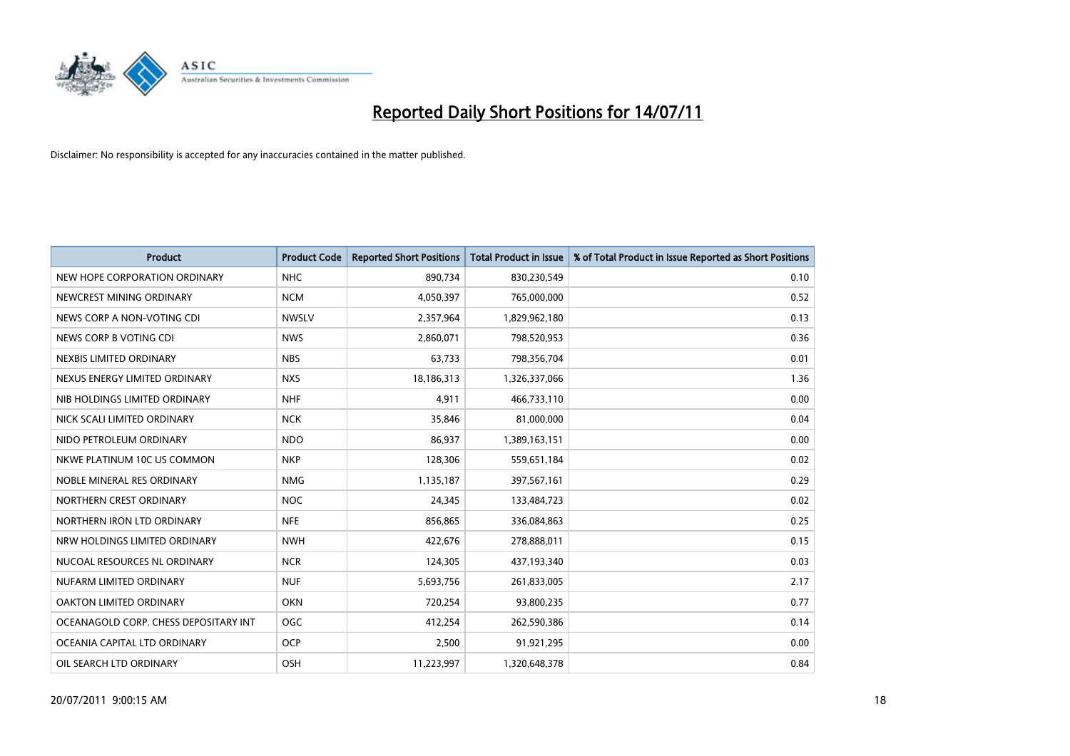# Reported Daily Short Positions for 14/07/11

Disclaimer: No responsibility is accepted for any inaccuracies contained in the matter published.

| Product | Product Code | Reported Short Positions | Total Product in Issue | % of Total Product in Issue Reported as Short Positions |
|---|---|---|---|---|
| NEW HOPE CORPORATION ORDINARY | NHC | 890,734 | 830,230,549 | 0.10 |
| NEWCREST MINING ORDINARY | NCM | 4,050,397 | 765,000,000 | 0.52 |
| NEWS CORP A NON-VOTING CDI | NWSLV | 2,357,964 | 1,829,962,180 | 0.13 |
| NEWS CORP B VOTING CDI | NWS | 2,860,071 | 798,520,953 | 0.36 |
| NEXBIS LIMITED ORDINARY | NBS | 63,733 | 798,356,704 | 0.01 |
| NEXUS ENERGY LIMITED ORDINARY | NXS | 18,186,313 | 1,326,337,066 | 1.36 |
| NIB HOLDINGS LIMITED ORDINARY | NHF | 4,911 | 466,733,110 | 0.00 |
| NICK SCALI LIMITED ORDINARY | NCK | 35,846 | 81,000,000 | 0.04 |
| NIDO PETROLEUM ORDINARY | NDO | 86,937 | 1,389,163,151 | 0.00 |
| NKWE PLATINUM 10C US COMMON | NKP | 128,306 | 559,651,184 | 0.02 |
| NOBLE MINERAL RES ORDINARY | NMG | 1,135,187 | 397,567,161 | 0.29 |
| NORTHERN CREST ORDINARY | NOC | 24,345 | 133,484,723 | 0.02 |
| NORTHERN IRON LTD ORDINARY | NFE | 856,865 | 336,084,863 | 0.25 |
| NRW HOLDINGS LIMITED ORDINARY | NWH | 422,676 | 278,888,011 | 0.15 |
| NUCOAL RESOURCES NL ORDINARY | NCR | 124,305 | 437,193,340 | 0.03 |
| NUFARM LIMITED ORDINARY | NUF | 5,693,756 | 261,833,005 | 2.17 |
| OAKTON LIMITED ORDINARY | OKN | 720,254 | 93,800,235 | 0.77 |
| OCEANAGOLD CORP. CHESS DEPOSITARY INT | OGC | 412,254 | 262,590,386 | 0.14 |
| OCEANIA CAPITAL LTD ORDINARY | OCP | 2,500 | 91,921,295 | 0.00 |
| OIL SEARCH LTD ORDINARY | OSH | 11,223,997 | 1,320,648,378 | 0.84 |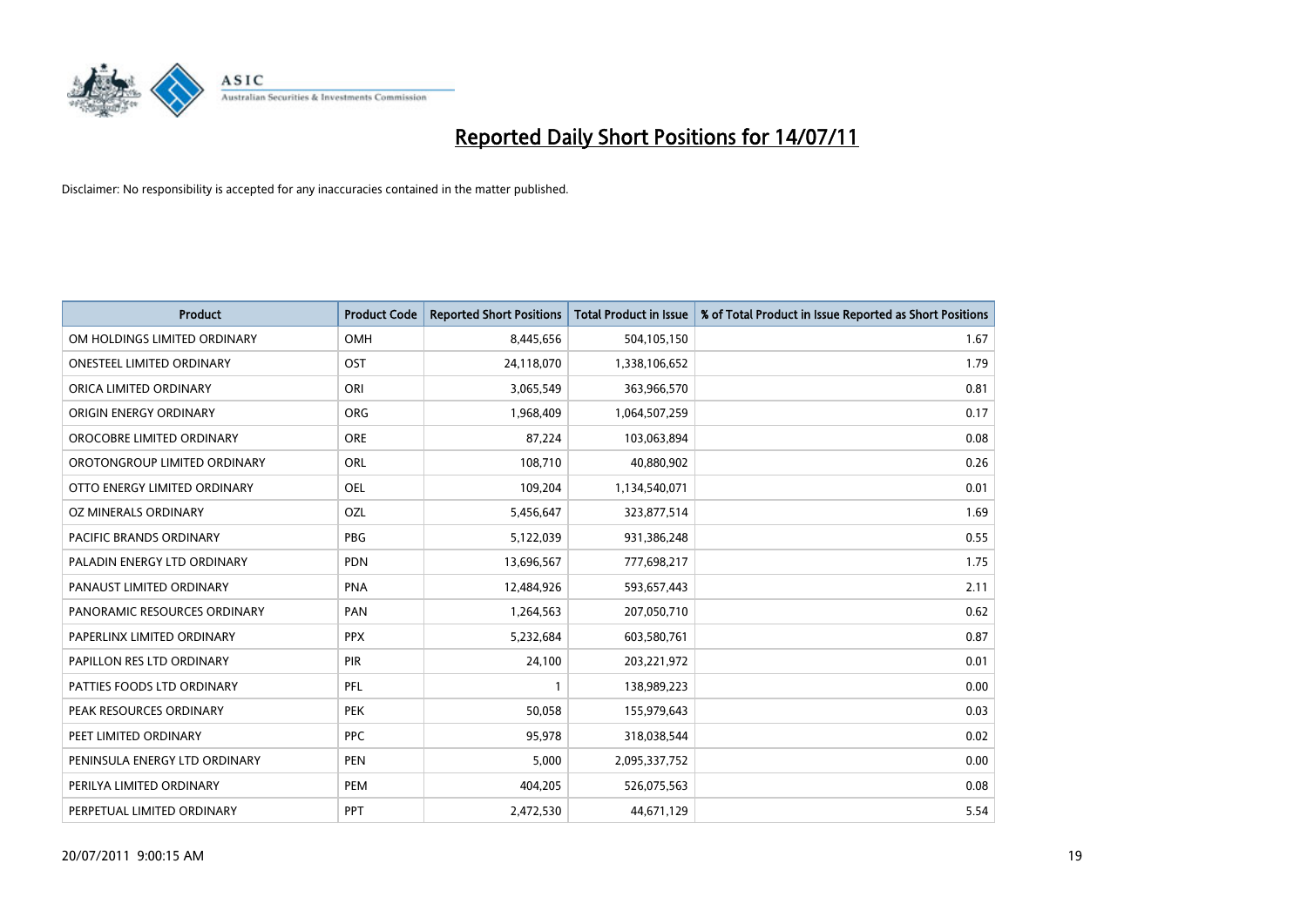# Reported Daily Short Positions for 14/07/11

Disclaimer: No responsibility is accepted for any inaccuracies contained in the matter published.

| Product | Product Code | Reported Short Positions | Total Product in Issue | % of Total Product in Issue Reported as Short Positions |
| --- | --- | --- | --- | --- |
| OM HOLDINGS LIMITED ORDINARY | OMH | 8,445,656 | 504,105,150 | 1.67 |
| ONESTEEL LIMITED ORDINARY | OST | 24,118,070 | 1,338,106,652 | 1.79 |
| ORICA LIMITED ORDINARY | ORI | 3,065,549 | 363,966,570 | 0.81 |
| ORIGIN ENERGY ORDINARY | ORG | 1,968,409 | 1,064,507,259 | 0.17 |
| OROCOBRE LIMITED ORDINARY | ORE | 87,224 | 103,063,894 | 0.08 |
| OROTONGROUP LIMITED ORDINARY | ORL | 108,710 | 40,880,902 | 0.26 |
| OTTO ENERGY LIMITED ORDINARY | OEL | 109,204 | 1,134,540,071 | 0.01 |
| OZ MINERALS ORDINARY | OZL | 5,456,647 | 323,877,514 | 1.69 |
| PACIFIC BRANDS ORDINARY | PBG | 5,122,039 | 931,386,248 | 0.55 |
| PALADIN ENERGY LTD ORDINARY | PDN | 13,696,567 | 777,698,217 | 1.75 |
| PANAUST LIMITED ORDINARY | PNA | 12,484,926 | 593,657,443 | 2.11 |
| PANORAMIC RESOURCES ORDINARY | PAN | 1,264,563 | 207,050,710 | 0.62 |
| PAPERLINX LIMITED ORDINARY | PPX | 5,232,684 | 603,580,761 | 0.87 |
| PAPILLON RES LTD ORDINARY | PIR | 24,100 | 203,221,972 | 0.01 |
| PATTIES FOODS LTD ORDINARY | PFL | 1 | 138,989,223 | 0.00 |
| PEAK RESOURCES ORDINARY | PEK | 50,058 | 155,979,643 | 0.03 |
| PEET LIMITED ORDINARY | PPC | 95,978 | 318,038,544 | 0.02 |
| PENINSULA ENERGY LTD ORDINARY | PEN | 5,000 | 2,095,337,752 | 0.00 |
| PERILYA LIMITED ORDINARY | PEM | 404,205 | 526,075,563 | 0.08 |
| PERPETUAL LIMITED ORDINARY | PPT | 2,472,530 | 44,671,129 | 5.54 |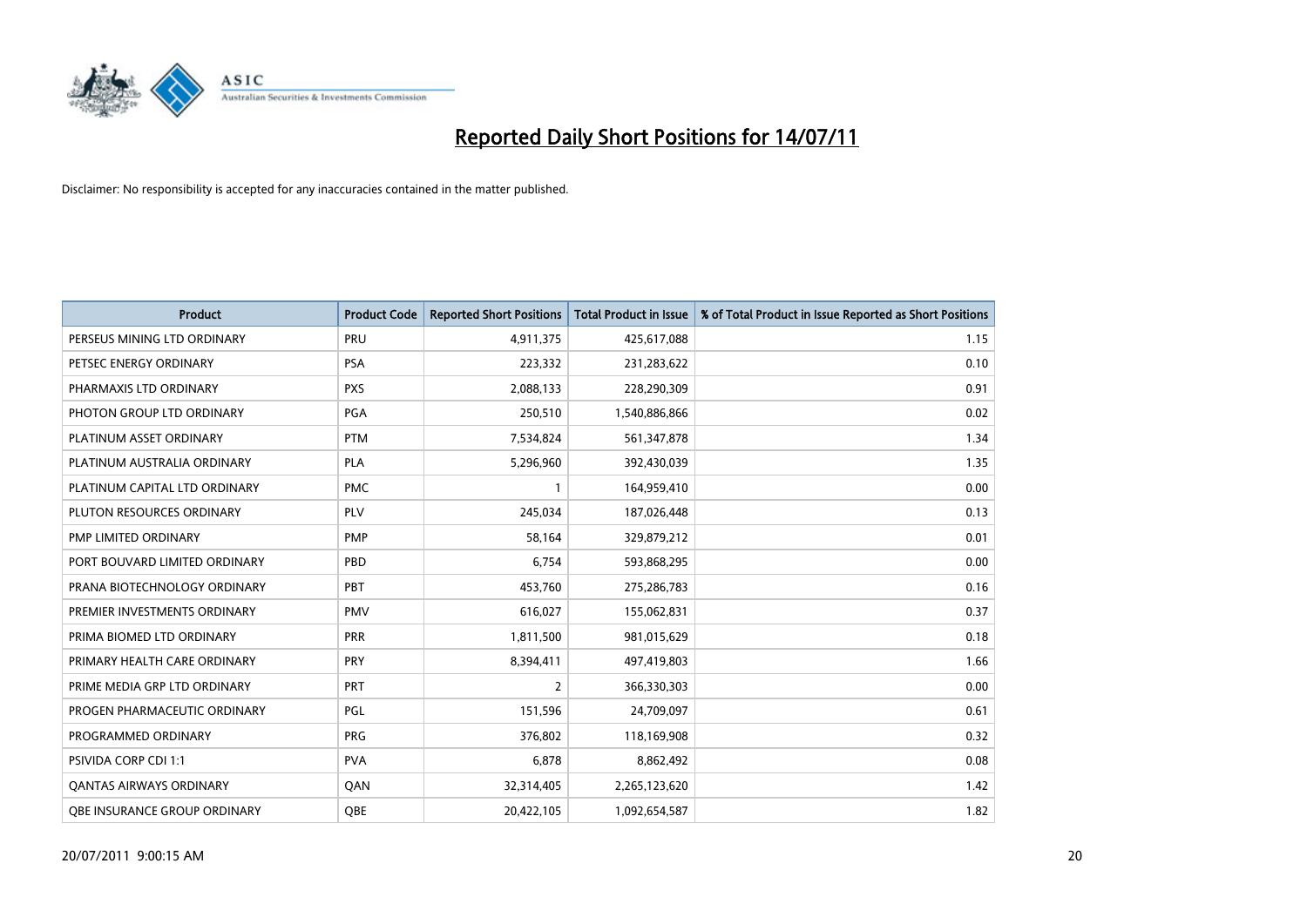# Reported Daily Short Positions for 14/07/11

Disclaimer: No responsibility is accepted for any inaccuracies contained in the matter published.

| Product | Product Code | Reported Short Positions | Total Product in Issue | % of Total Product in Issue Reported as Short Positions |
|---|---|---|---|---|
| PERSEUS MINING LTD ORDINARY | PRU | 4,911,375 | 425,617,088 | 1.15 |
| PETSEC ENERGY ORDINARY | PSA | 223,332 | 231,283,622 | 0.10 |
| PHARMAXIS LTD ORDINARY | PXS | 2,088,133 | 228,290,309 | 0.91 |
| PHOTON GROUP LTD ORDINARY | PGA | 250,510 | 1,540,886,866 | 0.02 |
| PLATINUM ASSET ORDINARY | PTM | 7,534,824 | 561,347,878 | 1.34 |
| PLATINUM AUSTRALIA ORDINARY | PLA | 5,296,960 | 392,430,039 | 1.35 |
| PLATINUM CAPITAL LTD ORDINARY | PMC | 1 | 164,959,410 | 0.00 |
| PLUTON RESOURCES ORDINARY | PLV | 245,034 | 187,026,448 | 0.13 |
| PMP LIMITED ORDINARY | PMP | 58,164 | 329,879,212 | 0.01 |
| PORT BOUVARD LIMITED ORDINARY | PBD | 6,754 | 593,868,295 | 0.00 |
| PRANA BIOTECHNOLOGY ORDINARY | PBT | 453,760 | 275,286,783 | 0.16 |
| PREMIER INVESTMENTS ORDINARY | PMV | 616,027 | 155,062,831 | 0.37 |
| PRIMA BIOMED LTD ORDINARY | PRR | 1,811,500 | 981,015,629 | 0.18 |
| PRIMARY HEALTH CARE ORDINARY | PRY | 8,394,411 | 497,419,803 | 1.66 |
| PRIME MEDIA GRP LTD ORDINARY | PRT | 2 | 366,330,303 | 0.00 |
| PROGEN PHARMACEUTIC ORDINARY | PGL | 151,596 | 24,709,097 | 0.61 |
| PROGRAMMED ORDINARY | PRG | 376,802 | 118,169,908 | 0.32 |
| PSIVIDA CORP CDI 1:1 | PVA | 6,878 | 8,862,492 | 0.08 |
| QANTAS AIRWAYS ORDINARY | QAN | 32,314,405 | 2,265,123,620 | 1.42 |
| QBE INSURANCE GROUP ORDINARY | QBE | 20,422,105 | 1,092,654,587 | 1.82 |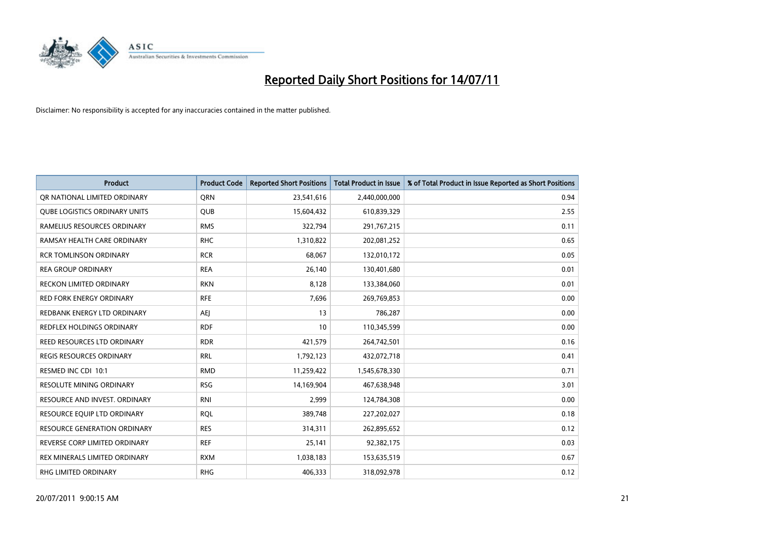# Reported Daily Short Positions for 14/07/11

Disclaimer: No responsibility is accepted for any inaccuracies contained in the matter published.

| Product | Product Code | Reported Short Positions | Total Product in Issue | % of Total Product in Issue Reported as Short Positions |
|---|---|---|---|---|
| QR NATIONAL LIMITED ORDINARY | QRN | 23,541,616 | 2,440,000,000 | 0.94 |
| QUBE LOGISTICS ORDINARY UNITS | QUB | 15,604,432 | 610,839,329 | 2.55 |
| RAMELIUS RESOURCES ORDINARY | RMS | 322,794 | 291,767,215 | 0.11 |
| RAMSAY HEALTH CARE ORDINARY | RHC | 1,310,822 | 202,081,252 | 0.65 |
| RCR TOMLINSON ORDINARY | RCR | 68,067 | 132,010,172 | 0.05 |
| REA GROUP ORDINARY | REA | 26,140 | 130,401,680 | 0.01 |
| RECKON LIMITED ORDINARY | RKN | 8,128 | 133,384,060 | 0.01 |
| RED FORK ENERGY ORDINARY | RFE | 7,696 | 269,769,853 | 0.00 |
| REDBANK ENERGY LTD ORDINARY | AEJ | 13 | 786,287 | 0.00 |
| REDFLEX HOLDINGS ORDINARY | RDF | 10 | 110,345,599 | 0.00 |
| REED RESOURCES LTD ORDINARY | RDR | 421,579 | 264,742,501 | 0.16 |
| REGIS RESOURCES ORDINARY | RRL | 1,792,123 | 432,072,718 | 0.41 |
| RESMED INC CDI 10:1 | RMD | 11,259,422 | 1,545,678,330 | 0.71 |
| RESOLUTE MINING ORDINARY | RSG | 14,169,904 | 467,638,948 | 3.01 |
| RESOURCE AND INVEST. ORDINARY | RNI | 2,999 | 124,784,308 | 0.00 |
| RESOURCE EQUIP LTD ORDINARY | RQL | 389,748 | 227,202,027 | 0.18 |
| RESOURCE GENERATION ORDINARY | RES | 314,311 | 262,895,652 | 0.12 |
| REVERSE CORP LIMITED ORDINARY | REF | 25,141 | 92,382,175 | 0.03 |
| REX MINERALS LIMITED ORDINARY | RXM | 1,038,183 | 153,635,519 | 0.67 |
| RHG LIMITED ORDINARY | RHG | 406,333 | 318,092,978 | 0.12 |

20/07/2011 9:00:15 AM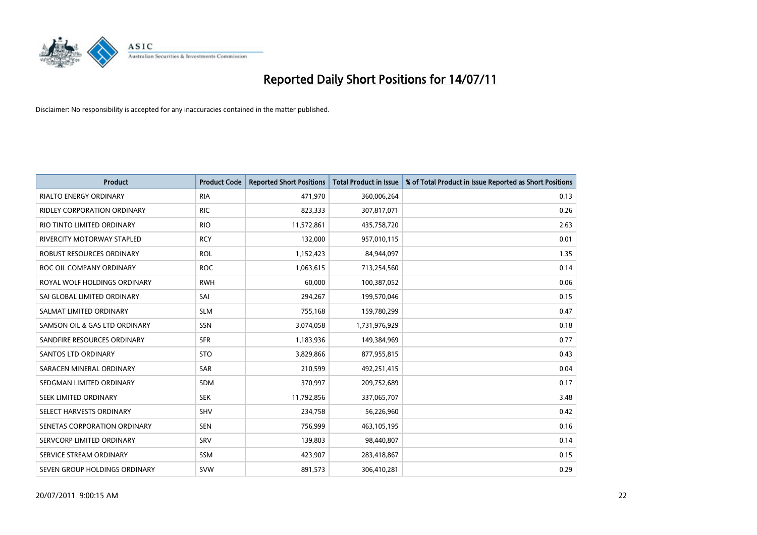# Reported Daily Short Positions for 14/07/11

Disclaimer: No responsibility is accepted for any inaccuracies contained in the matter published.

| Product | Product Code | Reported Short Positions | Total Product in Issue | % of Total Product in Issue Reported as Short Positions |
|---|---|---|---|---|
| RIALTO ENERGY ORDINARY | RIA | 471,970 | 360,006,264 | 0.13 |
| RIDLEY CORPORATION ORDINARY | RIC | 823,333 | 307,817,071 | 0.26 |
| RIO TINTO LIMITED ORDINARY | RIO | 11,572,861 | 435,758,720 | 2.63 |
| RIVERCITY MOTORWAY STAPLED | RCY | 132,000 | 957,010,115 | 0.01 |
| ROBUST RESOURCES ORDINARY | ROL | 1,152,423 | 84,944,097 | 1.35 |
| ROC OIL COMPANY ORDINARY | ROC | 1,063,615 | 713,254,560 | 0.14 |
| ROYAL WOLF HOLDINGS ORDINARY | RWH | 60,000 | 100,387,052 | 0.06 |
| SAI GLOBAL LIMITED ORDINARY | SAI | 294,267 | 199,570,046 | 0.15 |
| SALMAT LIMITED ORDINARY | SLM | 755,168 | 159,780,299 | 0.47 |
| SAMSON OIL & GAS LTD ORDINARY | SSN | 3,074,058 | 1,731,976,929 | 0.18 |
| SANDFIRE RESOURCES ORDINARY | SFR | 1,183,936 | 149,384,969 | 0.77 |
| SANTOS LTD ORDINARY | STO | 3,829,866 | 877,955,815 | 0.43 |
| SARACEN MINERAL ORDINARY | SAR | 210,599 | 492,251,415 | 0.04 |
| SEDGMAN LIMITED ORDINARY | SDM | 370,997 | 209,752,689 | 0.17 |
| SEEK LIMITED ORDINARY | SEK | 11,792,856 | 337,065,707 | 3.48 |
| SELECT HARVESTS ORDINARY | SHV | 234,758 | 56,226,960 | 0.42 |
| SENETAS CORPORATION ORDINARY | SEN | 756,999 | 463,105,195 | 0.16 |
| SERVCORP LIMITED ORDINARY | SRV | 139,803 | 98,440,807 | 0.14 |
| SERVICE STREAM ORDINARY | SSM | 423,907 | 283,418,867 | 0.15 |
| SEVEN GROUP HOLDINGS ORDINARY | SVW | 891,573 | 306,410,281 | 0.29 |

20/07/2011 9:00:15 AM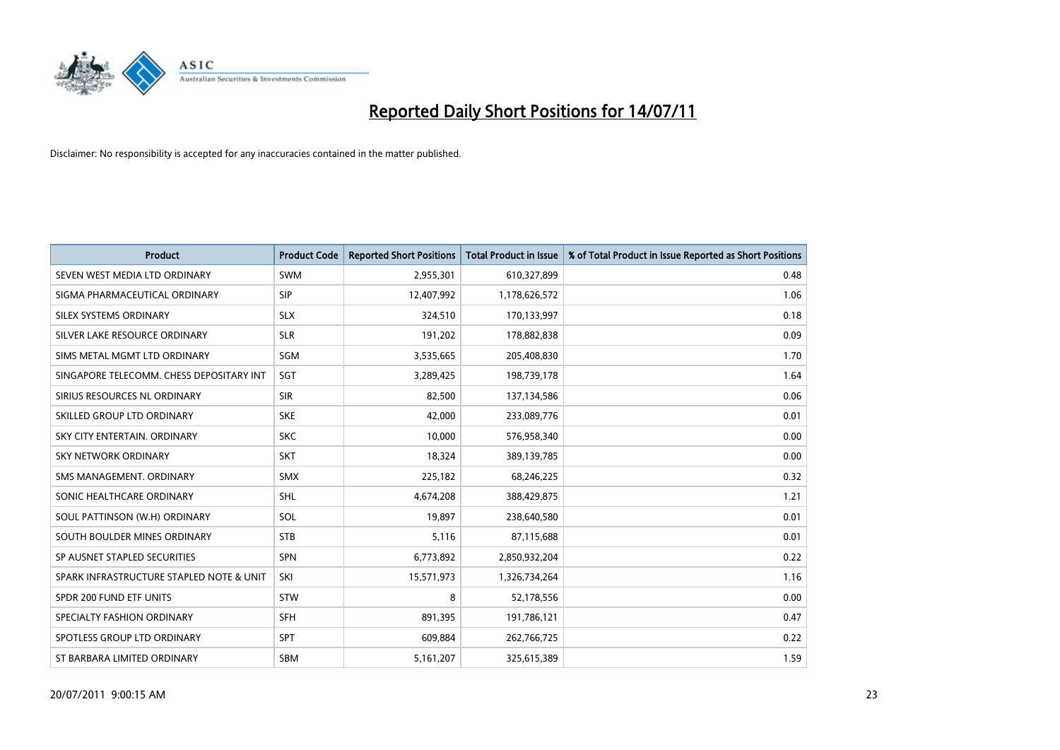# Reported Daily Short Positions for 14/07/11

Disclaimer: No responsibility is accepted for any inaccuracies contained in the matter published.

| Product | Product Code | Reported Short Positions | Total Product in Issue | % of Total Product in Issue Reported as Short Positions |
|---|---|---|---|---|
| SEVEN WEST MEDIA LTD ORDINARY | SWM | 2,955,301 | 610,327,899 | 0.48 |
| SIGMA PHARMACEUTICAL ORDINARY | SIP | 12,407,992 | 1,178,626,572 | 1.06 |
| SILEX SYSTEMS ORDINARY | SLX | 324,510 | 170,133,997 | 0.18 |
| SILVER LAKE RESOURCE ORDINARY | SLR | 191,202 | 178,882,838 | 0.09 |
| SIMS METAL MGMT LTD ORDINARY | SGM | 3,535,665 | 205,408,830 | 1.70 |
| SINGAPORE TELECOMM. CHESS DEPOSITARY INT | SGT | 3,289,425 | 198,739,178 | 1.64 |
| SIRIUS RESOURCES NL ORDINARY | SIR | 82,500 | 137,134,586 | 0.06 |
| SKILLED GROUP LTD ORDINARY | SKE | 42,000 | 233,089,776 | 0.01 |
| SKY CITY ENTERTAIN. ORDINARY | SKC | 10,000 | 576,958,340 | 0.00 |
| SKY NETWORK ORDINARY | SKT | 18,324 | 389,139,785 | 0.00 |
| SMS MANAGEMENT. ORDINARY | SMX | 225,182 | 68,246,225 | 0.32 |
| SONIC HEALTHCARE ORDINARY | SHL | 4,674,208 | 388,429,875 | 1.21 |
| SOUL PATTINSON (W.H) ORDINARY | SOL | 19,897 | 238,640,580 | 0.01 |
| SOUTH BOULDER MINES ORDINARY | STB | 5,116 | 87,115,688 | 0.01 |
| SP AUSNET STAPLED SECURITIES | SPN | 6,773,892 | 2,850,932,204 | 0.22 |
| SPARK INFRASTRUCTURE STAPLED NOTE & UNIT | SKI | 15,571,973 | 1,326,734,264 | 1.16 |
| SPDR 200 FUND ETF UNITS | STW | 8 | 52,178,556 | 0.00 |
| SPECIALTY FASHION ORDINARY | SFH | 891,395 | 191,786,121 | 0.47 |
| SPOTLESS GROUP LTD ORDINARY | SPT | 609,884 | 262,766,725 | 0.22 |
| ST BARBARA LIMITED ORDINARY | SBM | 5,161,207 | 325,615,389 | 1.59 |

20/07/2011 9:00:15 AM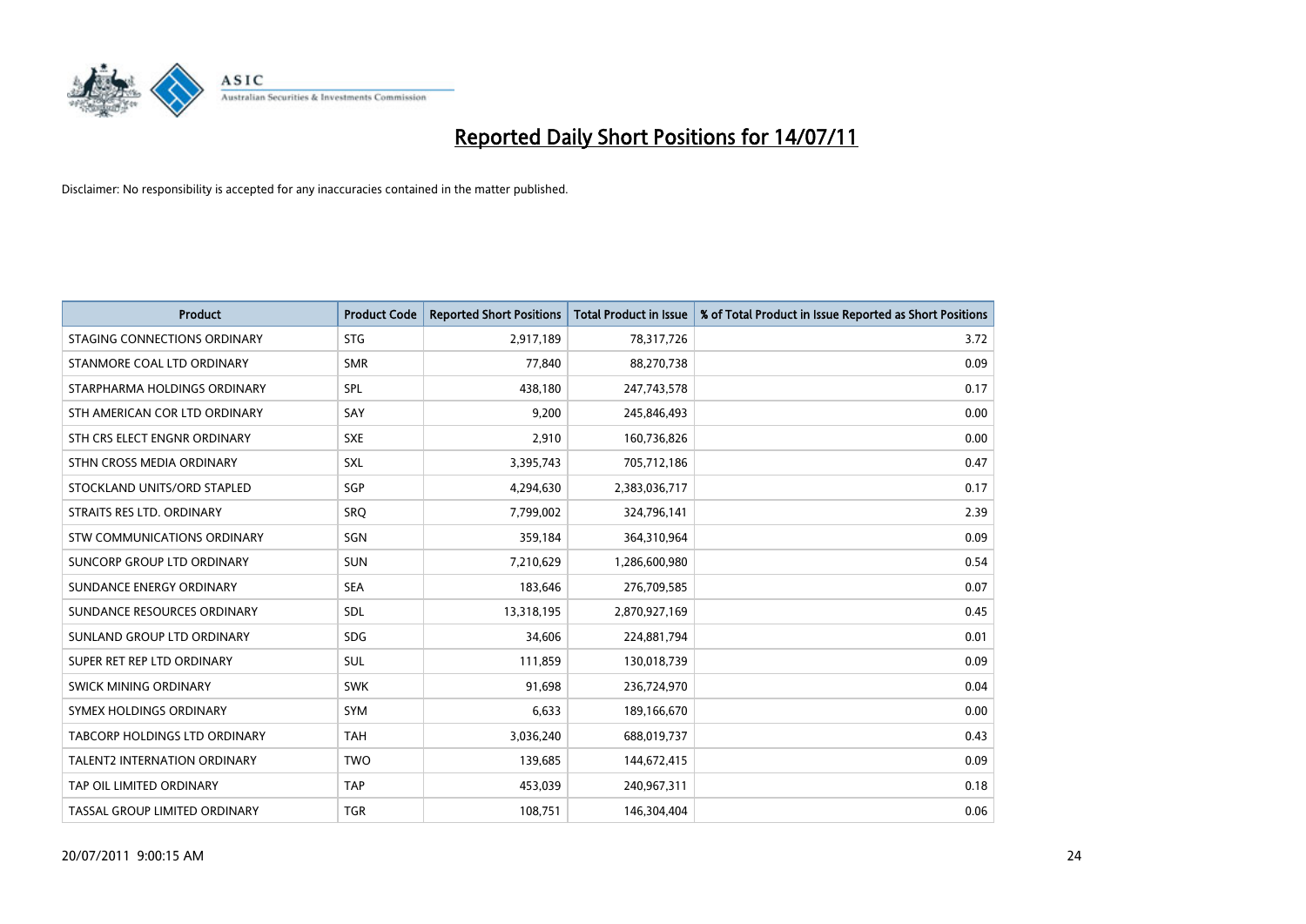# Reported Daily Short Positions for 14/07/11

Disclaimer: No responsibility is accepted for any inaccuracies contained in the matter published.

| Product | Product Code | Reported Short Positions | Total Product in Issue | % of Total Product in Issue Reported as Short Positions |
|---|---|---|---|---|
| STAGING CONNECTIONS ORDINARY | STG | 2,917,189 | 78,317,726 | 3.72 |
| STANMORE COAL LTD ORDINARY | SMR | 77,840 | 88,270,738 | 0.09 |
| STARPHARMA HOLDINGS ORDINARY | SPL | 438,180 | 247,743,578 | 0.17 |
| STH AMERICAN COR LTD ORDINARY | SAY | 9,200 | 245,846,493 | 0.00 |
| STH CRS ELECT ENGNR ORDINARY | SXE | 2,910 | 160,736,826 | 0.00 |
| STHN CROSS MEDIA ORDINARY | SXL | 3,395,743 | 705,712,186 | 0.47 |
| STOCKLAND UNITS/ORD STAPLED | SGP | 4,294,630 | 2,383,036,717 | 0.17 |
| STRAITS RES LTD. ORDINARY | SRQ | 7,799,002 | 324,796,141 | 2.39 |
| STW COMMUNICATIONS ORDINARY | SGN | 359,184 | 364,310,964 | 0.09 |
| SUNCORP GROUP LTD ORDINARY | SUN | 7,210,629 | 1,286,600,980 | 0.54 |
| SUNDANCE ENERGY ORDINARY | SEA | 183,646 | 276,709,585 | 0.07 |
| SUNDANCE RESOURCES ORDINARY | SDL | 13,318,195 | 2,870,927,169 | 0.45 |
| SUNLAND GROUP LTD ORDINARY | SDG | 34,606 | 224,881,794 | 0.01 |
| SUPER RET REP LTD ORDINARY | SUL | 111,859 | 130,018,739 | 0.09 |
| SWICK MINING ORDINARY | SWK | 91,698 | 236,724,970 | 0.04 |
| SYMEX HOLDINGS ORDINARY | SYM | 6,633 | 189,166,670 | 0.00 |
| TABCORP HOLDINGS LTD ORDINARY | TAH | 3,036,240 | 688,019,737 | 0.43 |
| TALENT2 INTERNATION ORDINARY | TWO | 139,685 | 144,672,415 | 0.09 |
| TAP OIL LIMITED ORDINARY | TAP | 453,039 | 240,967,311 | 0.18 |
| TASSAL GROUP LIMITED ORDINARY | TGR | 108,751 | 146,304,404 | 0.06 |

20/07/2011 9:00:15 AM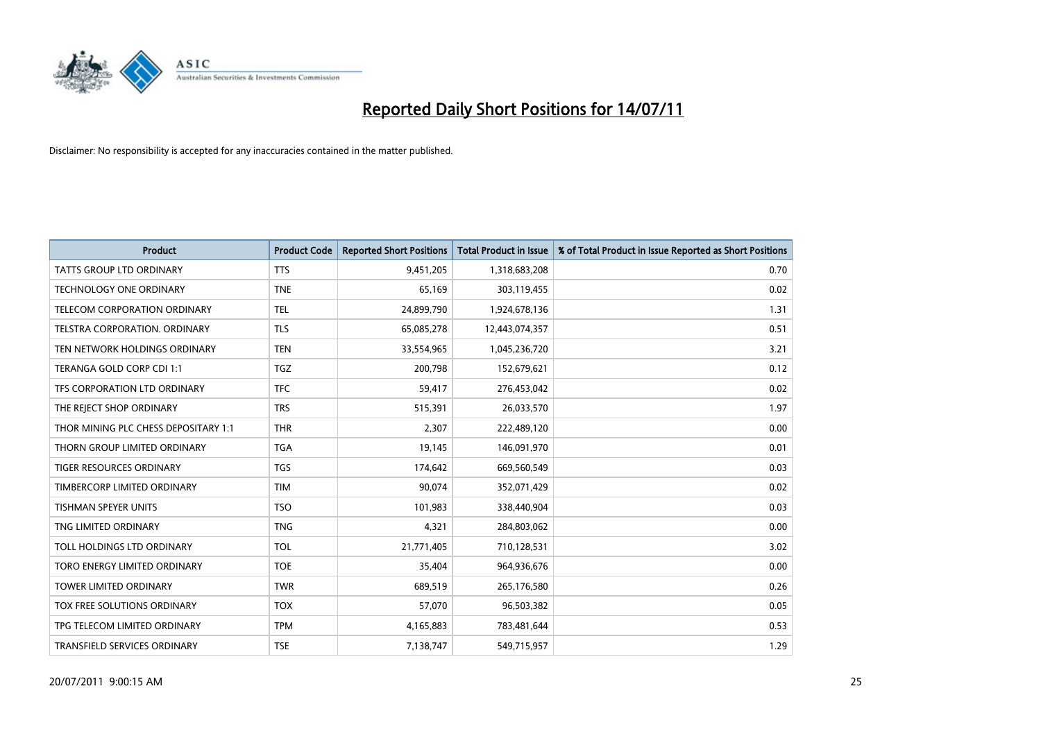# Reported Daily Short Positions for 14/07/11

Disclaimer: No responsibility is accepted for any inaccuracies contained in the matter published.

| Product | Product Code | Reported Short Positions | Total Product in Issue | % of Total Product in Issue Reported as Short Positions |
|---|---|---|---|---|
| TATTS GROUP LTD ORDINARY | TTS | 9,451,205 | 1,318,683,208 | 0.70 |
| TECHNOLOGY ONE ORDINARY | TNE | 65,169 | 303,119,455 | 0.02 |
| TELECOM CORPORATION ORDINARY | TEL | 24,899,790 | 1,924,678,136 | 1.31 |
| TELSTRA CORPORATION. ORDINARY | TLS | 65,085,278 | 12,443,074,357 | 0.51 |
| TEN NETWORK HOLDINGS ORDINARY | TEN | 33,554,965 | 1,045,236,720 | 3.21 |
| TERANGA GOLD CORP CDI 1:1 | TGZ | 200,798 | 152,679,621 | 0.12 |
| TFS CORPORATION LTD ORDINARY | TFC | 59,417 | 276,453,042 | 0.02 |
| THE REJECT SHOP ORDINARY | TRS | 515,391 | 26,033,570 | 1.97 |
| THOR MINING PLC CHESS DEPOSITARY 1:1 | THR | 2,307 | 222,489,120 | 0.00 |
| THORN GROUP LIMITED ORDINARY | TGA | 19,145 | 146,091,970 | 0.01 |
| TIGER RESOURCES ORDINARY | TGS | 174,642 | 669,560,549 | 0.03 |
| TIMBERCORP LIMITED ORDINARY | TIM | 90,074 | 352,071,429 | 0.02 |
| TISHMAN SPEYER UNITS | TSO | 101,983 | 338,440,904 | 0.03 |
| TNG LIMITED ORDINARY | TNG | 4,321 | 284,803,062 | 0.00 |
| TOLL HOLDINGS LTD ORDINARY | TOL | 21,771,405 | 710,128,531 | 3.02 |
| TORO ENERGY LIMITED ORDINARY | TOE | 35,404 | 964,936,676 | 0.00 |
| TOWER LIMITED ORDINARY | TWR | 689,519 | 265,176,580 | 0.26 |
| TOX FREE SOLUTIONS ORDINARY | TOX | 57,070 | 96,503,382 | 0.05 |
| TPG TELECOM LIMITED ORDINARY | TPM | 4,165,883 | 783,481,644 | 0.53 |
| TRANSFIELD SERVICES ORDINARY | TSE | 7,138,747 | 549,715,957 | 1.29 |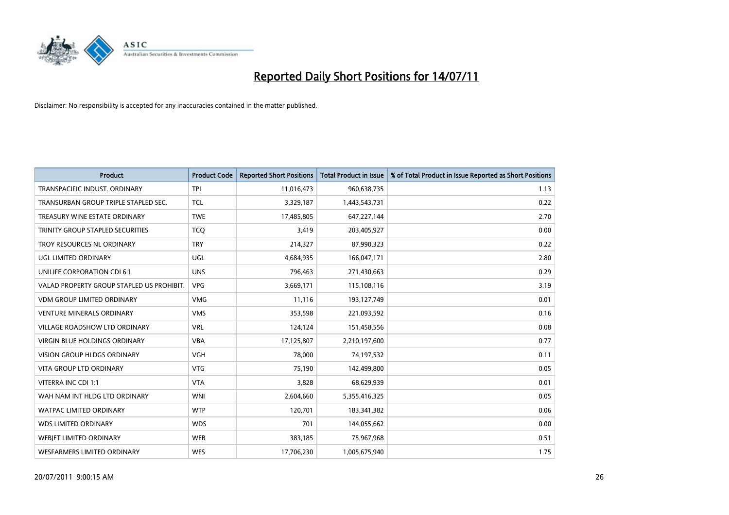# Reported Daily Short Positions for 14/07/11

Disclaimer: No responsibility is accepted for any inaccuracies contained in the matter published.

| Product | Product Code | Reported Short Positions | Total Product in Issue | % of Total Product in Issue Reported as Short Positions |
|---|---|---|---|---|
| TRANSPACIFIC INDUST. ORDINARY | TPI | 11,016,473 | 960,638,735 | 1.13 |
| TRANSURBAN GROUP TRIPLE STAPLED SEC. | TCL | 3,329,187 | 1,443,543,731 | 0.22 |
| TREASURY WINE ESTATE ORDINARY | TWE | 17,485,805 | 647,227,144 | 2.70 |
| TRINITY GROUP STAPLED SECURITIES | TCQ | 3,419 | 203,405,927 | 0.00 |
| TROY RESOURCES NL ORDINARY | TRY | 214,327 | 87,990,323 | 0.22 |
| UGL LIMITED ORDINARY | UGL | 4,684,935 | 166,047,171 | 2.80 |
| UNILIFE CORPORATION CDI 6:1 | UNS | 796,463 | 271,430,663 | 0.29 |
| VALAD PROPERTY GROUP STAPLED US PROHIBIT. | VPG | 3,669,171 | 115,108,116 | 3.19 |
| VDM GROUP LIMITED ORDINARY | VMG | 11,116 | 193,127,749 | 0.01 |
| VENTURE MINERALS ORDINARY | VMS | 353,598 | 221,093,592 | 0.16 |
| VILLAGE ROADSHOW LTD ORDINARY | VRL | 124,124 | 151,458,556 | 0.08 |
| VIRGIN BLUE HOLDINGS ORDINARY | VBA | 17,125,807 | 2,210,197,600 | 0.77 |
| VISION GROUP HLDGS ORDINARY | VGH | 78,000 | 74,197,532 | 0.11 |
| VITA GROUP LTD ORDINARY | VTG | 75,190 | 142,499,800 | 0.05 |
| VITERRA INC CDI 1:1 | VTA | 3,828 | 68,629,939 | 0.01 |
| WAH NAM INT HLDG LTD ORDINARY | WNI | 2,604,660 | 5,355,416,325 | 0.05 |
| WATPAC LIMITED ORDINARY | WTP | 120,701 | 183,341,382 | 0.06 |
| WDS LIMITED ORDINARY | WDS | 701 | 144,055,662 | 0.00 |
| WEBJET LIMITED ORDINARY | WEB | 383,185 | 75,967,968 | 0.51 |
| WESFARMERS LIMITED ORDINARY | WES | 17,706,230 | 1,005,675,940 | 1.75 |

20/07/2011 9:00:15 AM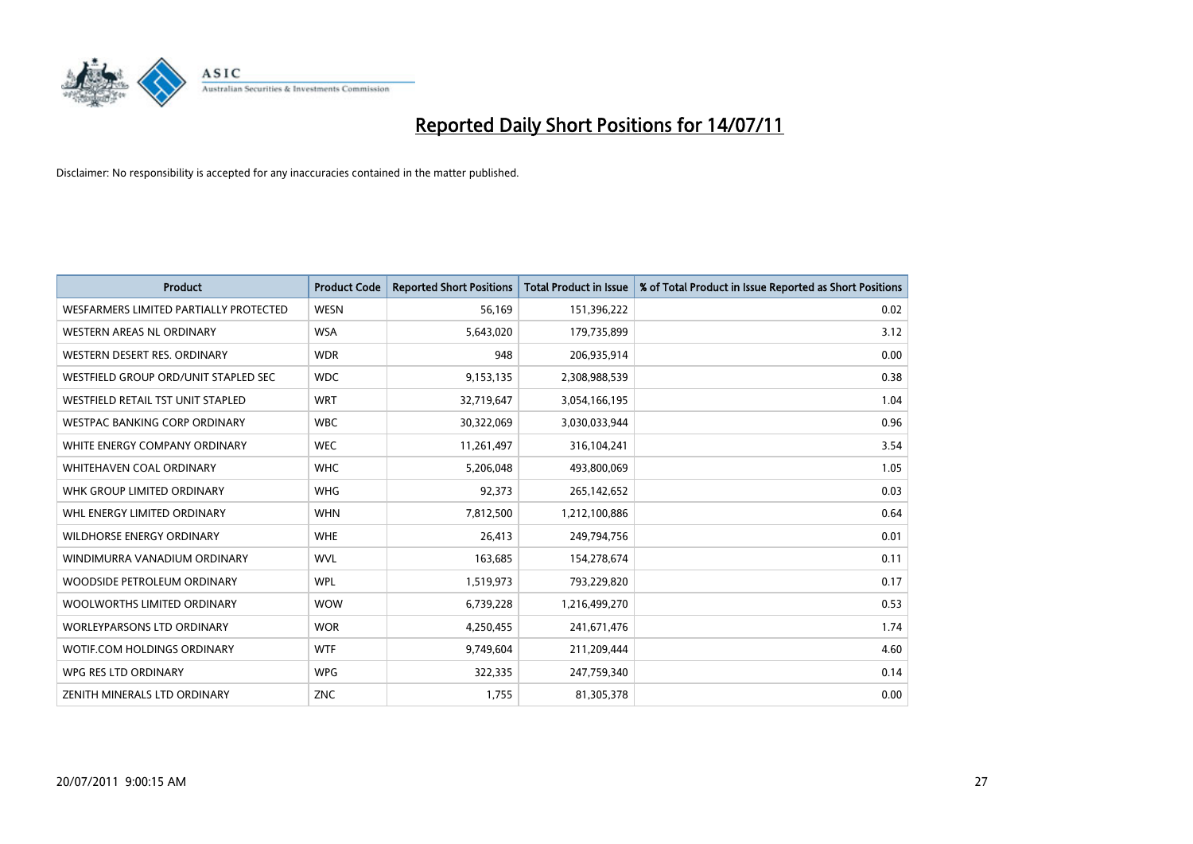# Reported Daily Short Positions for 14/07/11

Disclaimer: No responsibility is accepted for any inaccuracies contained in the matter published.

| Product | Product Code | Reported Short Positions | Total Product in Issue | % of Total Product in Issue Reported as Short Positions |
|---|---|---|---|---|
| WESFARMERS LIMITED PARTIALLY PROTECTED | WESN | 56,169 | 151,396,222 | 0.02 |
| WESTERN AREAS NL ORDINARY | WSA | 5,643,020 | 179,735,899 | 3.12 |
| WESTERN DESERT RES. ORDINARY | WDR | 948 | 206,935,914 | 0.00 |
| WESTFIELD GROUP ORD/UNIT STAPLED SEC | WDC | 9,153,135 | 2,308,988,539 | 0.38 |
| WESTFIELD RETAIL TST UNIT STAPLED | WRT | 32,719,647 | 3,054,166,195 | 1.04 |
| WESTPAC BANKING CORP ORDINARY | WBC | 30,322,069 | 3,030,033,944 | 0.96 |
| WHITE ENERGY COMPANY ORDINARY | WEC | 11,261,497 | 316,104,241 | 3.54 |
| WHITEHAVEN COAL ORDINARY | WHC | 5,206,048 | 493,800,069 | 1.05 |
| WHK GROUP LIMITED ORDINARY | WHG | 92,373 | 265,142,652 | 0.03 |
| WHL ENERGY LIMITED ORDINARY | WHN | 7,812,500 | 1,212,100,886 | 0.64 |
| WILDHORSE ENERGY ORDINARY | WHE | 26,413 | 249,794,756 | 0.01 |
| WINDIMURRA VANADIUM ORDINARY | WVL | 163,685 | 154,278,674 | 0.11 |
| WOODSIDE PETROLEUM ORDINARY | WPL | 1,519,973 | 793,229,820 | 0.17 |
| WOOLWORTHS LIMITED ORDINARY | WOW | 6,739,228 | 1,216,499,270 | 0.53 |
| WORLEYPARSONS LTD ORDINARY | WOR | 4,250,455 | 241,671,476 | 1.74 |
| WOTIF.COM HOLDINGS ORDINARY | WTF | 9,749,604 | 211,209,444 | 4.60 |
| WPG RES LTD ORDINARY | WPG | 322,335 | 247,759,340 | 0.14 |
| ZENITH MINERALS LTD ORDINARY | ZNC | 1,755 | 81,305,378 | 0.00 |